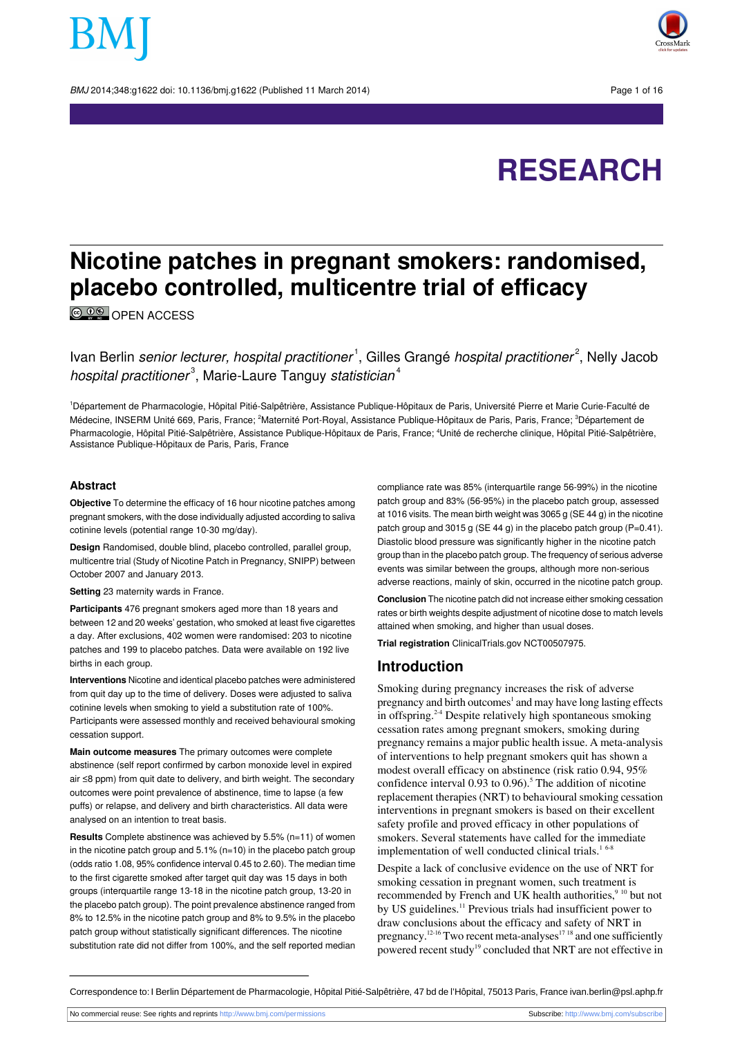# RESEARCH

# Nicotine patches in pregnant smokers: randomised, placebo controlled, multicentre trial of efficacy

OPEN ACCESS

Ivan Berlin *senior lecturer, hospital practitioner*[1], Gilles Grangé *hospital practitioner*[2], Nelly Jacob *hospital practitioner*[3], Marie-Laure Tanguy *statistician*[4]

[1]Département de Pharmacologie, Hôpital Pitié-Salpêtrière, Assistance Publique-Hôpitaux de Paris, Université Pierre et Marie Curie-Faculté de Médecine, INSERM Unité 669, Paris, France; [2]Maternité Port-Royal, Assistance Publique-Hôpitaux de Paris, Paris, France; [3]Département de Pharmacologie, Hôpital Pitié-Salpêtrière, Assistance Publique-Hôpitaux de Paris, France; [4]Unité de recherche clinique, Hôpital Pitié-Salpêtrière, Assistance Publique-Hôpitaux de Paris, Paris, France

## Abstract

**Objective** To determine the efficacy of 16 hour nicotine patches among pregnant smokers, with the dose individually adjusted according to saliva cotinine levels (potential range 10-30 mg/day).

**Design** Randomised, double blind, placebo controlled, parallel group, multicentre trial (Study of Nicotine Patch in Pregnancy, SNIPP) between October 2007 and January 2013.

**Setting** 23 maternity wards in France.

**Participants** 476 pregnant smokers aged more than 18 years and between 12 and 20 weeks' gestation, who smoked at least five cigarettes a day. After exclusions, 402 women were randomised: 203 to nicotine patches and 199 to placebo patches. Data were available on 192 live births in each group.

**Interventions** Nicotine and identical placebo patches were administered from quit day up to the time of delivery. Doses were adjusted to saliva cotinine levels when smoking to yield a substitution rate of 100%. Participants were assessed monthly and received behavioural smoking cessation support.

**Main outcome measures** The primary outcomes were complete abstinence (self report confirmed by carbon monoxide level in expired air ≤8 ppm) from quit date to delivery, and birth weight. The secondary outcomes were point prevalence of abstinence, time to lapse (a few puffs) or relapse, and delivery and birth characteristics. All data were analysed on an intention to treat basis.

**Results** Complete abstinence was achieved by 5.5% (n=11) of women in the nicotine patch group and 5.1% (n=10) in the placebo patch group (odds ratio 1.08, 95% confidence interval 0.45 to 2.60). The median time to the first cigarette smoked after target quit day was 15 days in both groups (interquartile range 13-18 in the nicotine patch group, 13-20 in the placebo patch group). The point prevalence abstinence ranged from 8% to 12.5% in the nicotine patch group and 8% to 9.5% in the placebo patch group without statistically significant differences. The nicotine substitution rate did not differ from 100%, and the self reported median compliance rate was 85% (interquartile range 56-99%) in the nicotine patch group and 83% (56-95%) in the placebo patch group, assessed at 1016 visits. The mean birth weight was 3065 g (SE 44 g) in the nicotine patch group and 3015 g (SE 44 g) in the placebo patch group (P=0.41). Diastolic blood pressure was significantly higher in the nicotine patch group than in the placebo patch group. The frequency of serious adverse events was similar between the groups, although more non-serious adverse reactions, mainly of skin, occurred in the nicotine patch group.

**Conclusion** The nicotine patch did not increase either smoking cessation rates or birth weights despite adjustment of nicotine dose to match levels attained when smoking, and higher than usual doses.

**Trial registration** ClinicalTrials.gov NCT00507975.

## Introduction

Smoking during pregnancy increases the risk of adverse pregnancy and birth outcomes[1] and may have long lasting effects in offspring.[2-4] Despite relatively high spontaneous smoking cessation rates among pregnant smokers, smoking during pregnancy remains a major public health issue. A meta-analysis of interventions to help pregnant smokers quit has shown a modest overall efficacy on abstinence (risk ratio 0.94, 95% confidence interval 0.93 to 0.96).[5] The addition of nicotine replacement therapies (NRT) to behavioural smoking cessation interventions in pregnant smokers is based on their excellent safety profile and proved efficacy in other populations of smokers. Several statements have called for the immediate implementation of well conducted clinical trials.[1 6-8]

Despite a lack of conclusive evidence on the use of NRT for smoking cessation in pregnant women, such treatment is recommended by French and UK health authorities,[9 10] but not by US guidelines.[11] Previous trials had insufficient power to draw conclusions about the efficacy and safety of NRT in pregnancy.[12-16] Two recent meta-analyses[17 18] and one sufficiently powered recent study[19] concluded that NRT are not effective in

Correspondence to: I Berlin Département de Pharmacologie, Hôpital Pitié-Salpêtrière, 47 bd de l'Hôpital, 75013 Paris, France ivan.berlin@psl.aphp.fr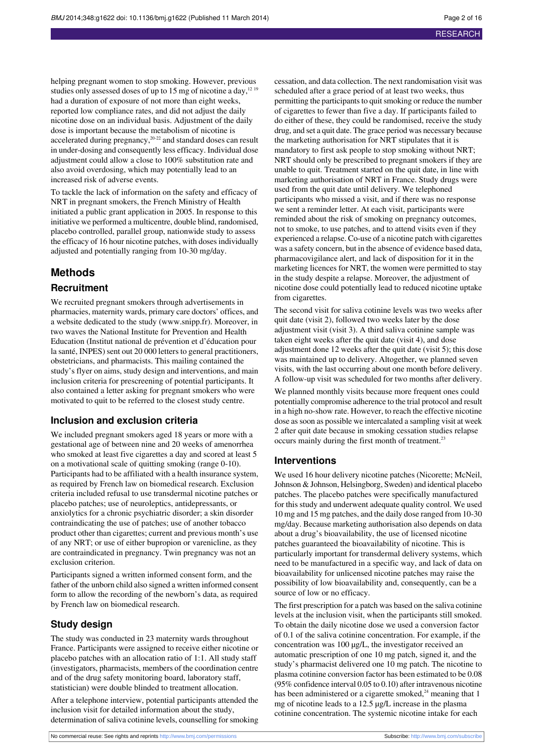helping pregnant women to stop smoking. However, previous studies only assessed doses of up to 15 mg of nicotine a day,[12 19] had a duration of exposure of not more than eight weeks, reported low compliance rates, and did not adjust the daily nicotine dose on an individual basis. Adjustment of the daily dose is important because the metabolism of nicotine is accelerated during pregnancy,[20-22] and standard doses can result in under-dosing and consequently less efficacy. Individual dose adjustment could allow a close to 100% substitution rate and also avoid overdosing, which may potentially lead to an increased risk of adverse events.

To tackle the lack of information on the safety and efficacy of NRT in pregnant smokers, the French Ministry of Health initiated a public grant application in 2005. In response to this initiative we performed a multicentre, double blind, randomised, placebo controlled, parallel group, nationwide study to assess the efficacy of 16 hour nicotine patches, with doses individually adjusted and potentially ranging from 10-30 mg/day.

## Methods

### Recruitment

We recruited pregnant smokers through advertisements in pharmacies, maternity wards, primary care doctors' offices, and a website dedicated to the study (www.snipp.fr). Moreover, in two waves the National Institute for Prevention and Health Education (Institut national de prévention et d'éducation pour la santé, INPES) sent out 20 000 letters to general practitioners, obstetricians, and pharmacists. This mailing contained the study's flyer on aims, study design and interventions, and main inclusion criteria for prescreening of potential participants. It also contained a letter asking for pregnant smokers who were motivated to quit to be referred to the closest study centre.

### Inclusion and exclusion criteria

We included pregnant smokers aged 18 years or more with a gestational age of between nine and 20 weeks of amenorrhea who smoked at least five cigarettes a day and scored at least 5 on a motivational scale of quitting smoking (range 0-10). Participants had to be affiliated with a health insurance system, as required by French law on biomedical research. Exclusion criteria included refusal to use transdermal nicotine patches or placebo patches; use of neuroleptics, antidepressants, or anxiolytics for a chronic psychiatric disorder; a skin disorder contraindicating the use of patches; use of another tobacco product other than cigarettes; current and previous month's use of any NRT; or use of either bupropion or varenicline, as they are contraindicated in pregnancy. Twin pregnancy was not an exclusion criterion.

Participants signed a written informed consent form, and the father of the unborn child also signed a written informed consent form to allow the recording of the newborn's data, as required by French law on biomedical research.

### Study design

The study was conducted in 23 maternity wards throughout France. Participants were assigned to receive either nicotine or placebo patches with an allocation ratio of 1:1. All study staff (investigators, pharmacists, members of the coordination centre and of the drug safety monitoring board, laboratory staff, statistician) were double blinded to treatment allocation.

After a telephone interview, potential participants attended the inclusion visit for detailed information about the study, determination of saliva cotinine levels, counselling for smoking cessation, and data collection. The next randomisation visit was scheduled after a grace period of at least two weeks, thus permitting the participants to quit smoking or reduce the number of cigarettes to fewer than five a day. If participants failed to do either of these, they could be randomised, receive the study drug, and set a quit date. The grace period was necessary because the marketing authorisation for NRT stipulates that it is mandatory to first ask people to stop smoking without NRT; NRT should only be prescribed to pregnant smokers if they are unable to quit. Treatment started on the quit date, in line with marketing authorisation of NRT in France. Study drugs were used from the quit date until delivery. We telephoned participants who missed a visit, and if there was no response we sent a reminder letter. At each visit, participants were reminded about the risk of smoking on pregnancy outcomes, not to smoke, to use patches, and to attend visits even if they experienced a relapse. Co-use of a nicotine patch with cigarettes was a safety concern, but in the absence of evidence based data, pharmacovigilance alert, and lack of disposition for it in the marketing licences for NRT, the women were permitted to stay in the study despite a relapse. Moreover, the adjustment of nicotine dose could potentially lead to reduced nicotine uptake from cigarettes.

The second visit for saliva cotinine levels was two weeks after quit date (visit 2), followed two weeks later by the dose adjustment visit (visit 3). A third saliva cotinine sample was taken eight weeks after the quit date (visit 4), and dose adjustment done 12 weeks after the quit date (visit 5); this dose was maintained up to delivery. Altogether, we planned seven visits, with the last occurring about one month before delivery. A follow-up visit was scheduled for two months after delivery.

We planned monthly visits because more frequent ones could potentially compromise adherence to the trial protocol and result in a high no-show rate. However, to reach the effective nicotine dose as soon as possible we intercalated a sampling visit at week 2 after quit date because in smoking cessation studies relapse occurs mainly during the first month of treatment.[23]

### Interventions

We used 16 hour delivery nicotine patches (Nicorette; McNeil, Johnson & Johnson, Helsingborg, Sweden) and identical placebo patches. The placebo patches were specifically manufactured for this study and underwent adequate quality control. We used 10 mg and 15 mg patches, and the daily dose ranged from 10-30 mg/day. Because marketing authorisation also depends on data about a drug's bioavailability, the use of licensed nicotine patches guaranteed the bioavailability of nicotine. This is particularly important for transdermal delivery systems, which need to be manufactured in a specific way, and lack of data on bioavailability for unlicensed nicotine patches may raise the possibility of low bioavailability and, consequently, can be a source of low or no efficacy.

The first prescription for a patch was based on the saliva cotinine levels at the inclusion visit, when the participants still smoked. To obtain the daily nicotine dose we used a conversion factor of 0.1 of the saliva cotinine concentration. For example, if the concentration was 100 µg/L, the investigator received an automatic prescription of one 10 mg patch, signed it, and the study's pharmacist delivered one 10 mg patch. The nicotine to plasma cotinine conversion factor has been estimated to be 0.08 (95% confidence interval 0.05 to 0.10) after intravenous nicotine has been administered or a cigarette smoked,[24] meaning that 1 mg of nicotine leads to a 12.5 µg/L increase in the plasma cotinine concentration. The systemic nicotine intake for each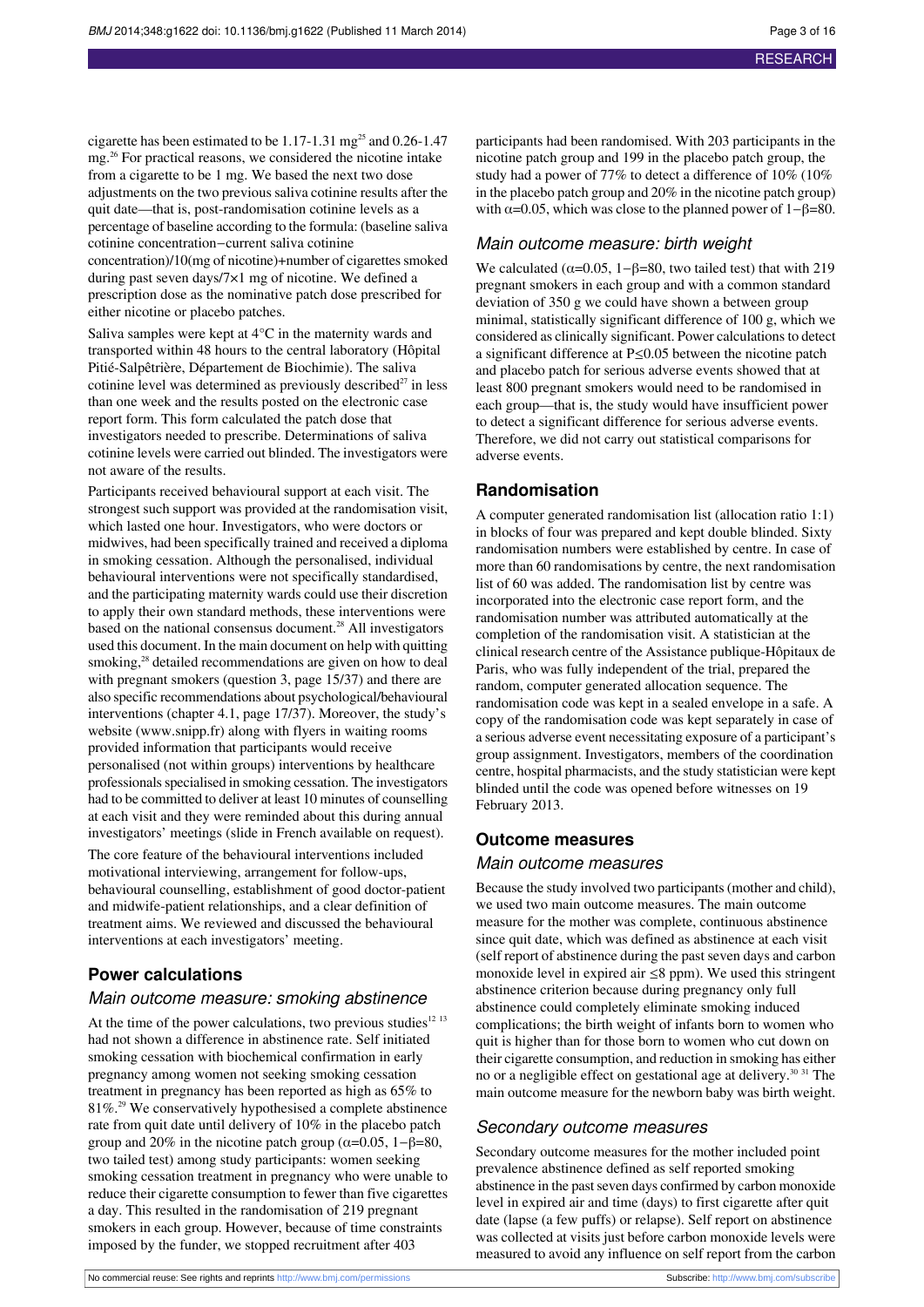cigarette has been estimated to be 1.17-1.31 mg[25] and 0.26-1.47 mg.[26] For practical reasons, we considered the nicotine intake from a cigarette to be 1 mg. We based the next two dose adjustments on the two previous saliva cotinine results after the quit date—that is, post-randomisation cotinine levels as a percentage of baseline according to the formula: (baseline saliva cotinine concentration−current saliva cotinine concentration)/10(mg of nicotine)+number of cigarettes smoked during past seven days/7×1 mg of nicotine. We defined a prescription dose as the nominative patch dose prescribed for either nicotine or placebo patches.

Saliva samples were kept at 4°C in the maternity wards and transported within 48 hours to the central laboratory (Hôpital Pitié-Salpêtrière, Département de Biochimie). The saliva cotinine level was determined as previously described[27] in less than one week and the results posted on the electronic case report form. This form calculated the patch dose that investigators needed to prescribe. Determinations of saliva cotinine levels were carried out blinded. The investigators were not aware of the results.

Participants received behavioural support at each visit. The strongest such support was provided at the randomisation visit, which lasted one hour. Investigators, who were doctors or midwives, had been specifically trained and received a diploma in smoking cessation. Although the personalised, individual behavioural interventions were not specifically standardised, and the participating maternity wards could use their discretion to apply their own standard methods, these interventions were based on the national consensus document.[28] All investigators used this document. In the main document on help with quitting smoking,[28] detailed recommendations are given on how to deal with pregnant smokers (question 3, page 15/37) and there are also specific recommendations about psychological/behavioural interventions (chapter 4.1, page 17/37). Moreover, the study's website (www.snipp.fr) along with flyers in waiting rooms provided information that participants would receive personalised (not within groups) interventions by healthcare professionals specialised in smoking cessation. The investigators had to be committed to deliver at least 10 minutes of counselling at each visit and they were reminded about this during annual investigators' meetings (slide in French available on request).

The core feature of the behavioural interventions included motivational interviewing, arrangement for follow-ups, behavioural counselling, establishment of good doctor-patient and midwife-patient relationships, and a clear definition of treatment aims. We reviewed and discussed the behavioural interventions at each investigators' meeting.

## Power calculations

### Main outcome measure: smoking abstinence

At the time of the power calculations, two previous studies[12,13] had not shown a difference in abstinence rate. Self initiated smoking cessation with biochemical confirmation in early pregnancy among women not seeking smoking cessation treatment in pregnancy has been reported as high as 65% to 81%.[29] We conservatively hypothesised a complete abstinence rate from quit date until delivery of 10% in the placebo patch group and 20% in the nicotine patch group ($\alpha$=0.05, 1−$\beta$=80, two tailed test) among study participants: women seeking smoking cessation treatment in pregnancy who were unable to reduce their cigarette consumption to fewer than five cigarettes a day. This resulted in the randomisation of 219 pregnant smokers in each group. However, because of time constraints imposed by the funder, we stopped recruitment after 403 participants had been randomised. With 203 participants in the nicotine patch group and 199 in the placebo patch group, the study had a power of 77% to detect a difference of 10% (10% in the placebo patch group and 20% in the nicotine patch group) with $\alpha$=0.05, which was close to the planned power of 1−$\beta$=80.

### Main outcome measure: birth weight

We calculated ($\alpha$=0.05, 1−$\beta$=80, two tailed test) that with 219 pregnant smokers in each group and with a common standard deviation of 350 g we could have shown a between group minimal, statistically significant difference of 100 g, which we considered as clinically significant. Power calculations to detect a significant difference at P≤0.05 between the nicotine patch and placebo patch for serious adverse events showed that at least 800 pregnant smokers would need to be randomised in each group—that is, the study would have insufficient power to detect a significant difference for serious adverse events. Therefore, we did not carry out statistical comparisons for adverse events.

## Randomisation

A computer generated randomisation list (allocation ratio 1:1) in blocks of four was prepared and kept double blinded. Sixty randomisation numbers were established by centre. In case of more than 60 randomisations by centre, the next randomisation list of 60 was added. The randomisation list by centre was incorporated into the electronic case report form, and the randomisation number was attributed automatically at the completion of the randomisation visit. A statistician at the clinical research centre of the Assistance publique-Hôpitaux de Paris, who was fully independent of the trial, prepared the random, computer generated allocation sequence. The randomisation code was kept in a sealed envelope in a safe. A copy of the randomisation code was kept separately in case of a serious adverse event necessitating exposure of a participant's group assignment. Investigators, members of the coordination centre, hospital pharmacists, and the study statistician were kept blinded until the code was opened before witnesses on 19 February 2013.

## Outcome measures

### Main outcome measures

Because the study involved two participants (mother and child), we used two main outcome measures. The main outcome measure for the mother was complete, continuous abstinence since quit date, which was defined as abstinence at each visit (self report of abstinence during the past seven days and carbon monoxide level in expired air ≤8 ppm). We used this stringent abstinence criterion because during pregnancy only full abstinence could completely eliminate smoking induced complications; the birth weight of infants born to women who quit is higher than for those born to women who cut down on their cigarette consumption, and reduction in smoking has either no or a negligible effect on gestational age at delivery.[30,31] The main outcome measure for the newborn baby was birth weight.

### Secondary outcome measures

Secondary outcome measures for the mother included point prevalence abstinence defined as self reported smoking abstinence in the past seven days confirmed by carbon monoxide level in expired air and time (days) to first cigarette after quit date (lapse (a few puffs) or relapse). Self report on abstinence was collected at visits just before carbon monoxide levels were measured to avoid any influence on self report from the carbon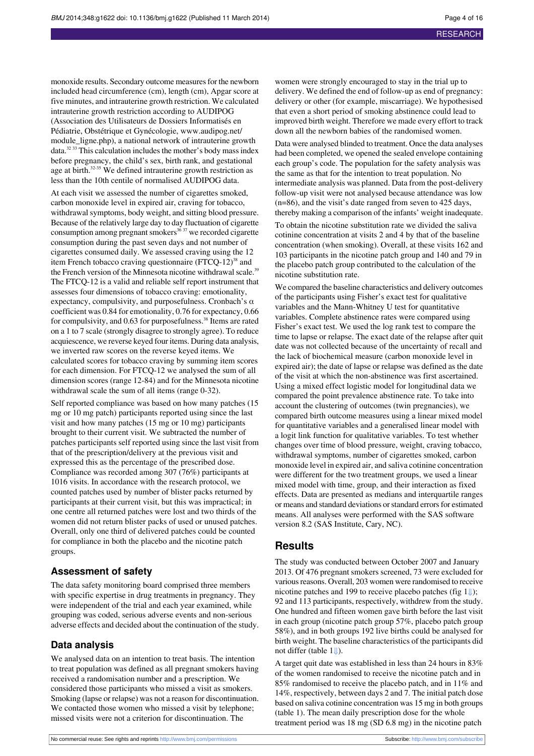monoxide results. Secondary outcome measures for the newborn included head circumference (cm), length (cm), Apgar score at five minutes, and intrauterine growth restriction. We calculated intrauterine growth restriction according to AUDIPOG (Association des Utilisateurs de Dossiers Informatisés en Pédiatrie, Obstétrique et Gynécologie, www.audipog.net/module_ligne.php), a national network of intrauterine growth data.[32,33] This calculation includes the mother's body mass index before pregnancy, the child's sex, birth rank, and gestational age at birth.[32-35] We defined intrauterine growth restriction as less than the 10th centile of normalised AUDIPOG data.

At each visit we assessed the number of cigarettes smoked, carbon monoxide level in expired air, craving for tobacco, withdrawal symptoms, body weight, and sitting blood pressure. Because of the relatively large day to day fluctuation of cigarette consumption among pregnant smokers[36,37] we recorded cigarette consumption during the past seven days and not number of cigarettes consumed daily. We assessed craving using the 12 item French tobacco craving questionnaire (FTCQ-12)[38] and the French version of the Minnesota nicotine withdrawal scale.[39] The FTCQ-12 is a valid and reliable self report instrument that assesses four dimensions of tobacco craving: emotionality, expectancy, compulsivity, and purposefulness. Cronbach's α coefficient was 0.84 for emotionality, 0.76 for expectancy, 0.66 for compulsivity, and 0.63 for purposefulness.[38] Items are rated on a 1 to 7 scale (strongly disagree to strongly agree). To reduce acquiescence, we reverse keyed four items. During data analysis, we inverted raw scores on the reverse keyed items. We calculated scores for tobacco craving by summing item scores for each dimension. For FTCQ-12 we analysed the sum of all dimension scores (range 12-84) and for the Minnesota nicotine withdrawal scale the sum of all items (range 0-32).

Self reported compliance was based on how many patches (15 mg or 10 mg patch) participants reported using since the last visit and how many patches (15 mg or 10 mg) participants brought to their current visit. We subtracted the number of patches participants self reported using since the last visit from that of the prescription/delivery at the previous visit and expressed this as the percentage of the prescribed dose. Compliance was recorded among 307 (76%) participants at 1016 visits. In accordance with the research protocol, we counted patches used by number of blister packs returned by participants at their current visit, but this was impractical; in one centre all returned patches were lost and two thirds of the women did not return blister packs of used or unused patches. Overall, only one third of delivered patches could be counted for compliance in both the placebo and the nicotine patch groups.

## Assessment of safety

The data safety monitoring board comprised three members with specific expertise in drug treatments in pregnancy. They were independent of the trial and each year examined, while grouping was coded, serious adverse events and non-serious adverse effects and decided about the continuation of the study.

## Data analysis

We analysed data on an intention to treat basis. The intention to treat population was defined as all pregnant smokers having received a randomisation number and a prescription. We considered those participants who missed a visit as smokers. Smoking (lapse or relapse) was not a reason for discontinuation. We contacted those women who missed a visit by telephone; missed visits were not a criterion for discontinuation. The women were strongly encouraged to stay in the trial up to delivery. We defined the end of follow-up as end of pregnancy: delivery or other (for example, miscarriage). We hypothesised that even a short period of smoking abstinence could lead to improved birth weight. Therefore we made every effort to track down all the newborn babies of the randomised women.

Data were analysed blinded to treatment. Once the data analyses had been completed, we opened the sealed envelope containing each group's code. The population for the safety analysis was the same as that for the intention to treat population. No intermediate analysis was planned. Data from the post-delivery follow-up visit were not analysed because attendance was low (n=86), and the visit's date ranged from seven to 425 days, thereby making a comparison of the infants' weight inadequate.

To obtain the nicotine substitution rate we divided the saliva cotinine concentration at visits 2 and 4 by that of the baseline concentration (when smoking). Overall, at these visits 162 and 103 participants in the nicotine patch group and 140 and 79 in the placebo patch group contributed to the calculation of the nicotine substitution rate.

We compared the baseline characteristics and delivery outcomes of the participants using Fisher's exact test for qualitative variables and the Mann-Whitney U test for quantitative variables. Complete abstinence rates were compared using Fisher's exact test. We used the log rank test to compare the time to lapse or relapse. The exact date of the relapse after quit date was not collected because of the uncertainty of recall and the lack of biochemical measure (carbon monoxide level in expired air); the date of lapse or relapse was defined as the date of the visit at which the non-abstinence was first ascertained. Using a mixed effect logistic model for longitudinal data we compared the point prevalence abstinence rate. To take into account the clustering of outcomes (twin pregnancies), we compared birth outcome measures using a linear mixed model for quantitative variables and a generalised linear model with a logit link function for qualitative variables. To test whether changes over time of blood pressure, weight, craving tobacco, withdrawal symptoms, number of cigarettes smoked, carbon monoxide level in expired air, and saliva cotinine concentration were different for the two treatment groups, we used a linear mixed model with time, group, and their interaction as fixed effects. Data are presented as medians and interquartile ranges or means and standard deviations or standard errors for estimated means. All analyses were performed with the SAS software version 8.2 (SAS Institute, Cary, NC).

# Results

The study was conducted between October 2007 and January 2013. Of 476 pregnant smokers screened, 73 were excluded for various reasons. Overall, 203 women were randomised to receive nicotine patches and 199 to receive placebo patches (fig 1⇓); 92 and 113 participants, respectively, withdrew from the study. One hundred and fifteen women gave birth before the last visit in each group (nicotine patch group 57%, placebo patch group 58%), and in both groups 192 live births could be analysed for birth weight. The baseline characteristics of the participants did not differ (table 1⇓).

A target quit date was established in less than 24 hours in 83% of the women randomised to receive the nicotine patch and in 85% randomised to receive the placebo patch, and in 11% and 14%, respectively, between days 2 and 7. The initial patch dose based on saliva cotinine concentration was 15 mg in both groups (table 1). The mean daily prescription dose for the whole treatment period was 18 mg (SD 6.8 mg) in the nicotine patch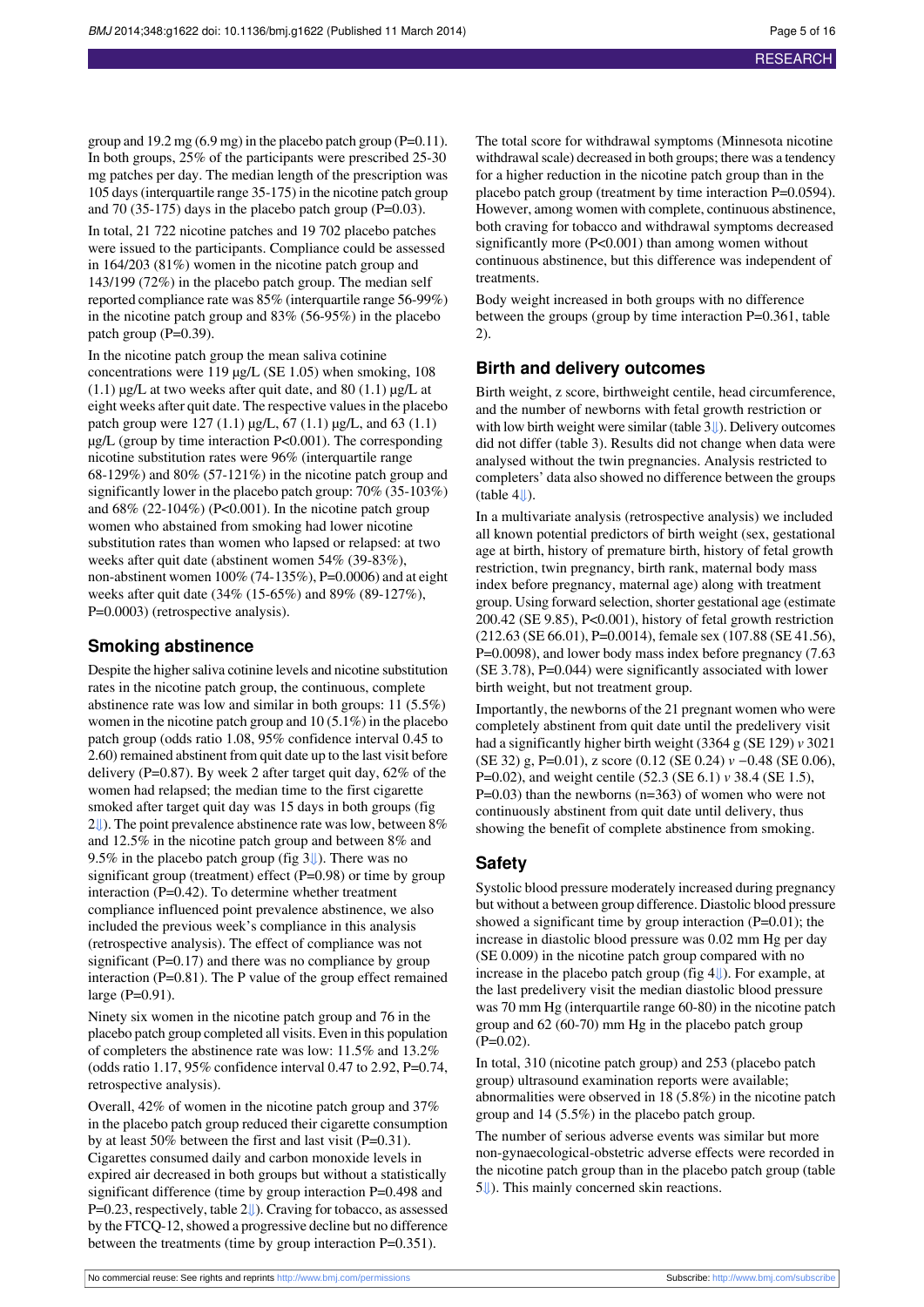group and 19.2 mg (6.9 mg) in the placebo patch group (P=0.11). In both groups, 25% of the participants were prescribed 25-30 mg patches per day. The median length of the prescription was 105 days (interquartile range 35-175) in the nicotine patch group and 70 (35-175) days in the placebo patch group (P=0.03).

In total, 21 722 nicotine patches and 19 702 placebo patches were issued to the participants. Compliance could be assessed in 164/203 (81%) women in the nicotine patch group and 143/199 (72%) in the placebo patch group. The median self reported compliance rate was 85% (interquartile range 56-99%) in the nicotine patch group and 83% (56-95%) in the placebo patch group (P=0.39).

In the nicotine patch group the mean saliva cotinine concentrations were 119 μg/L (SE 1.05) when smoking, 108 (1.1) μg/L at two weeks after quit date, and 80 (1.1) μg/L at eight weeks after quit date. The respective values in the placebo patch group were 127 (1.1) μg/L, 67 (1.1) μg/L, and 63 (1.1) μg/L (group by time interaction P<0.001). The corresponding nicotine substitution rates were 96% (interquartile range 68-129%) and 80% (57-121%) in the nicotine patch group and significantly lower in the placebo patch group: 70% (35-103%) and 68% (22-104%) (P<0.001). In the nicotine patch group women who abstained from smoking had lower nicotine substitution rates than women who lapsed or relapsed: at two weeks after quit date (abstinent women 54% (39-83%), non-abstinent women 100% (74-135%), P=0.0006) and at eight weeks after quit date (34% (15-65%) and 89% (89-127%), P=0.0003) (retrospective analysis).

## Smoking abstinence

Despite the higher saliva cotinine levels and nicotine substitution rates in the nicotine patch group, the continuous, complete abstinence rate was low and similar in both groups: 11 (5.5%) women in the nicotine patch group and 10 (5.1%) in the placebo patch group (odds ratio 1.08, 95% confidence interval 0.45 to 2.60) remained abstinent from quit date up to the last visit before delivery (P=0.87). By week 2 after target quit day, 62% of the women had relapsed; the median time to the first cigarette smoked after target quit day was 15 days in both groups (fig 2⇓). The point prevalence abstinence rate was low, between 8% and 12.5% in the nicotine patch group and between 8% and 9.5% in the placebo patch group (fig 3⇓). There was no significant group (treatment) effect (P=0.98) or time by group interaction (P=0.42). To determine whether treatment compliance influenced point prevalence abstinence, we also included the previous week's compliance in this analysis (retrospective analysis). The effect of compliance was not significant (P=0.17) and there was no compliance by group interaction (P=0.81). The P value of the group effect remained large (P=0.91).

Ninety six women in the nicotine patch group and 76 in the placebo patch group completed all visits. Even in this population of completers the abstinence rate was low: 11.5% and 13.2% (odds ratio 1.17, 95% confidence interval 0.47 to 2.92, P=0.74, retrospective analysis).

Overall, 42% of women in the nicotine patch group and 37% in the placebo patch group reduced their cigarette consumption by at least 50% between the first and last visit (P=0.31). Cigarettes consumed daily and carbon monoxide levels in expired air decreased in both groups but without a statistically significant difference (time by group interaction P=0.498 and P=0.23, respectively, table 2⇓). Craving for tobacco, as assessed by the FTCQ-12, showed a progressive decline but no difference between the treatments (time by group interaction P=0.351).

The total score for withdrawal symptoms (Minnesota nicotine withdrawal scale) decreased in both groups; there was a tendency for a higher reduction in the nicotine patch group than in the placebo patch group (treatment by time interaction P=0.0594). However, among women with complete, continuous abstinence, both craving for tobacco and withdrawal symptoms decreased significantly more (P<0.001) than among women without continuous abstinence, but this difference was independent of treatments.

Body weight increased in both groups with no difference between the groups (group by time interaction P=0.361, table 2).

## Birth and delivery outcomes

Birth weight, z score, birthweight centile, head circumference, and the number of newborns with fetal growth restriction or with low birth weight were similar (table 3⇓). Delivery outcomes did not differ (table 3). Results did not change when data were analysed without the twin pregnancies. Analysis restricted to completers' data also showed no difference between the groups (table 4⇓).

In a multivariate analysis (retrospective analysis) we included all known potential predictors of birth weight (sex, gestational age at birth, history of premature birth, history of fetal growth restriction, twin pregnancy, birth rank, maternal body mass index before pregnancy, maternal age) along with treatment group. Using forward selection, shorter gestational age (estimate 200.42 (SE 9.85), P<0.001), history of fetal growth restriction (212.63 (SE 66.01), P=0.0014), female sex (107.88 (SE 41.56), P=0.0098), and lower body mass index before pregnancy (7.63 (SE 3.78), P=0.044) were significantly associated with lower birth weight, but not treatment group.

Importantly, the newborns of the 21 pregnant women who were completely abstinent from quit date until the predelivery visit had a significantly higher birth weight (3364 g (SE 129) *v* 3021 (SE 32) g, P=0.01), z score (0.12 (SE 0.24) *v* −0.48 (SE 0.06), P=0.02), and weight centile (52.3 (SE 6.1) *v* 38.4 (SE 1.5), P=0.03) than the newborns (n=363) of women who were not continuously abstinent from quit date until delivery, thus showing the benefit of complete abstinence from smoking.

## Safety

Systolic blood pressure moderately increased during pregnancy but without a between group difference. Diastolic blood pressure showed a significant time by group interaction (P=0.01); the increase in diastolic blood pressure was 0.02 mm Hg per day (SE 0.009) in the nicotine patch group compared with no increase in the placebo patch group (fig 4⇓). For example, at the last predelivery visit the median diastolic blood pressure was 70 mm Hg (interquartile range 60-80) in the nicotine patch group and 62 (60-70) mm Hg in the placebo patch group (P=0.02).

In total, 310 (nicotine patch group) and 253 (placebo patch group) ultrasound examination reports were available; abnormalities were observed in 18 (5.8%) in the nicotine patch group and 14 (5.5%) in the placebo patch group.

The number of serious adverse events was similar but more non-gynaecological-obstetric adverse effects were recorded in the nicotine patch group than in the placebo patch group (table 5⇓). This mainly concerned skin reactions.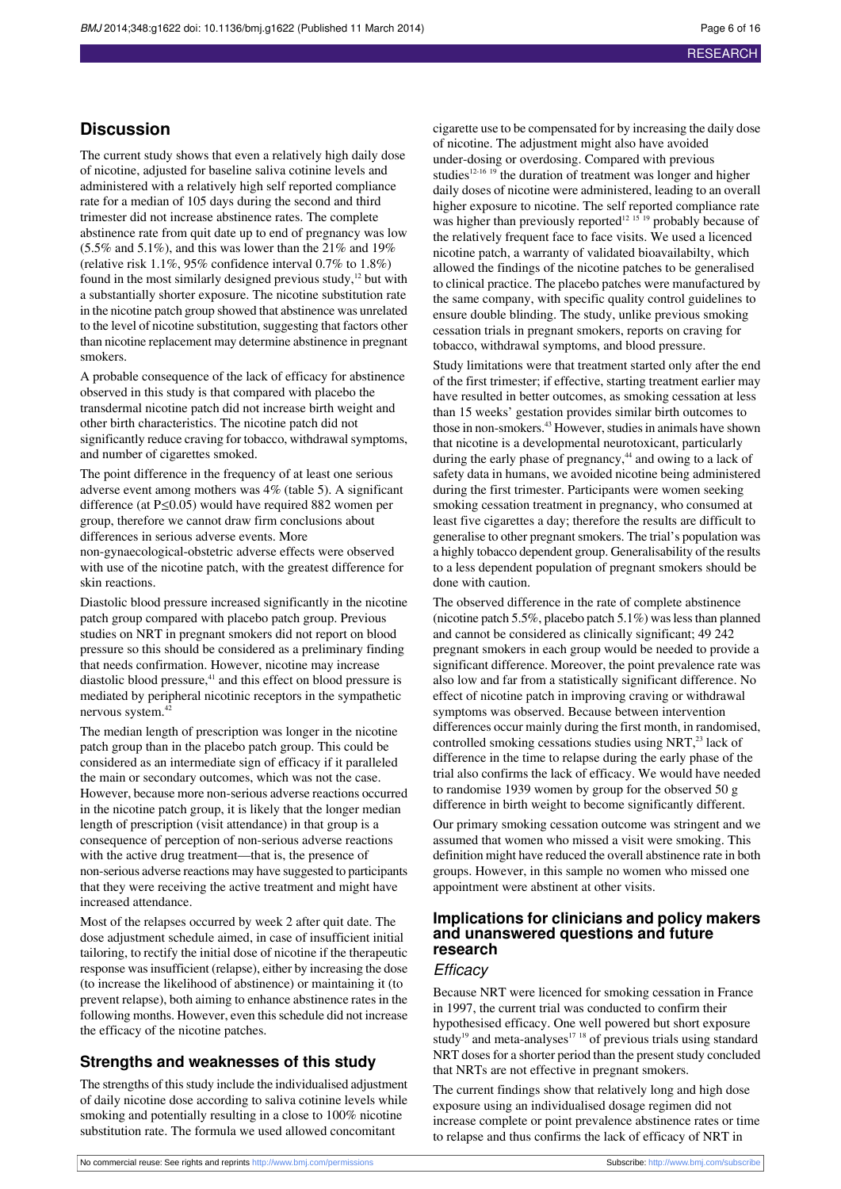## Discussion

The current study shows that even a relatively high daily dose of nicotine, adjusted for baseline saliva cotinine levels and administered with a relatively high self reported compliance rate for a median of 105 days during the second and third trimester did not increase abstinence rates. The complete abstinence rate from quit date up to end of pregnancy was low (5.5% and 5.1%), and this was lower than the 21% and 19% (relative risk 1.1%, 95% confidence interval 0.7% to 1.8%) found in the most similarly designed previous study,[12] but with a substantially shorter exposure. The nicotine substitution rate in the nicotine patch group showed that abstinence was unrelated to the level of nicotine substitution, suggesting that factors other than nicotine replacement may determine abstinence in pregnant smokers.

A probable consequence of the lack of efficacy for abstinence observed in this study is that compared with placebo the transdermal nicotine patch did not increase birth weight and other birth characteristics. The nicotine patch did not significantly reduce craving for tobacco, withdrawal symptoms, and number of cigarettes smoked.

The point difference in the frequency of at least one serious adverse event among mothers was 4% (table 5). A significant difference (at $P \leq 0.05$) would have required 882 women per group, therefore we cannot draw firm conclusions about differences in serious adverse events. More non-gynaecological-obstetric adverse effects were observed with use of the nicotine patch, with the greatest difference for skin reactions.

Diastolic blood pressure increased significantly in the nicotine patch group compared with placebo patch group. Previous studies on NRT in pregnant smokers did not report on blood pressure so this should be considered as a preliminary finding that needs confirmation. However, nicotine may increase diastolic blood pressure,[41] and this effect on blood pressure is mediated by peripheral nicotinic receptors in the sympathetic nervous system.[42]

The median length of prescription was longer in the nicotine patch group than in the placebo patch group. This could be considered as an intermediate sign of efficacy if it paralleled the main or secondary outcomes, which was not the case. However, because more non-serious adverse reactions occurred in the nicotine patch group, it is likely that the longer median length of prescription (visit attendance) in that group is a consequence of perception of non-serious adverse reactions with the active drug treatment—that is, the presence of non-serious adverse reactions may have suggested to participants that they were receiving the active treatment and might have increased attendance.

Most of the relapses occurred by week 2 after quit date. The dose adjustment schedule aimed, in case of insufficient initial tailoring, to rectify the initial dose of nicotine if the therapeutic response was insufficient (relapse), either by increasing the dose (to increase the likelihood of abstinence) or maintaining it (to prevent relapse), both aiming to enhance abstinence rates in the following months. However, even this schedule did not increase the efficacy of the nicotine patches.

## Strengths and weaknesses of this study

The strengths of this study include the individualised adjustment of daily nicotine dose according to saliva cotinine levels while smoking and potentially resulting in a close to 100% nicotine substitution rate. The formula we used allowed concomitant cigarette use to be compensated for by increasing the daily dose of nicotine. The adjustment might also have avoided under-dosing or overdosing. Compared with previous studies[12-16 19] the duration of treatment was longer and higher daily doses of nicotine were administered, leading to an overall higher exposure to nicotine. The self reported compliance rate was higher than previously reported[12 15 19] probably because of the relatively frequent face to face visits. We used a licenced nicotine patch, a warranty of validated bioavailabilty, which allowed the findings of the nicotine patches to be generalised to clinical practice. The placebo patches were manufactured by the same company, with specific quality control guidelines to ensure double blinding. The study, unlike previous smoking cessation trials in pregnant smokers, reports on craving for tobacco, withdrawal symptoms, and blood pressure.

Study limitations were that treatment started only after the end of the first trimester; if effective, starting treatment earlier may have resulted in better outcomes, as smoking cessation at less than 15 weeks' gestation provides similar birth outcomes to those in non-smokers.[43] However, studies in animals have shown that nicotine is a developmental neurotoxicant, particularly during the early phase of pregnancy,[44] and owing to a lack of safety data in humans, we avoided nicotine being administered during the first trimester. Participants were women seeking smoking cessation treatment in pregnancy, who consumed at least five cigarettes a day; therefore the results are difficult to generalise to other pregnant smokers. The trial's population was a highly tobacco dependent group. Generalisability of the results to a less dependent population of pregnant smokers should be done with caution.

The observed difference in the rate of complete abstinence (nicotine patch 5.5%, placebo patch 5.1%) was less than planned and cannot be considered as clinically significant; 49 242 pregnant smokers in each group would be needed to provide a significant difference. Moreover, the point prevalence rate was also low and far from a statistically significant difference. No effect of nicotine patch in improving craving or withdrawal symptoms was observed. Because between intervention differences occur mainly during the first month, in randomised, controlled smoking cessations studies using NRT,[23] lack of difference in the time to relapse during the early phase of the trial also confirms the lack of efficacy. We would have needed to randomise 1939 women by group for the observed 50 g difference in birth weight to become significantly different.

Our primary smoking cessation outcome was stringent and we assumed that women who missed a visit were smoking. This definition might have reduced the overall abstinence rate in both groups. However, in this sample no women who missed one appointment were abstinent at other visits.

## Implications for clinicians and policy makers and unanswered questions and future research

### *Efficacy*

Because NRT were licenced for smoking cessation in France in 1997, the current trial was conducted to confirm their hypothesised efficacy. One well powered but short exposure study[19] and meta-analyses[17 18] of previous trials using standard NRT doses for a shorter period than the present study concluded that NRTs are not effective in pregnant smokers.

The current findings show that relatively long and high dose exposure using an individualised dosage regimen did not increase complete or point prevalence abstinence rates or time to relapse and thus confirms the lack of efficacy of NRT in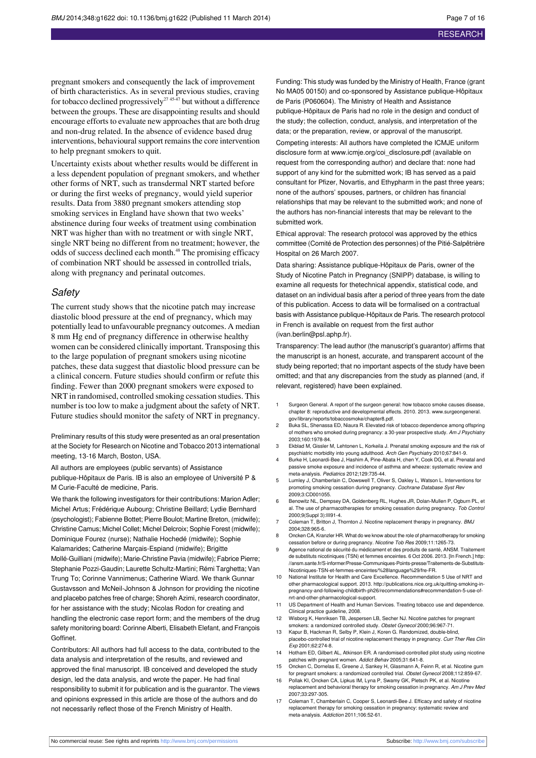pregnant smokers and consequently the lack of improvement of birth characteristics. As in several previous studies, craving for tobacco declined progressively[27 45-47] but without a difference between the groups. These are disappointing results and should encourage efforts to evaluate new approaches that are both drug and non-drug related. In the absence of evidence based drug interventions, behavioural support remains the core intervention to help pregnant smokers to quit.

Uncertainty exists about whether results would be different in a less dependent population of pregnant smokers, and whether other forms of NRT, such as transdermal NRT started before or during the first weeks of pregnancy, would yield superior results. Data from 3880 pregnant smokers attending stop smoking services in England have shown that two weeks' abstinence during four weeks of treatment using combination NRT was higher than with no treatment or with single NRT, single NRT being no different from no treatment; however, the odds of success declined each month.[48] The promising efficacy of combination NRT should be assessed in controlled trials, along with pregnancy and perinatal outcomes.

### *Safety*

The current study shows that the nicotine patch may increase diastolic blood pressure at the end of pregnancy, which may potentially lead to unfavourable pregnancy outcomes. A median 8 mm Hg end of pregnancy difference in otherwise healthy women can be considered clinically important. Transposing this to the large population of pregnant smokers using nicotine patches, these data suggest that diastolic blood pressure can be a clinical concern. Future studies should confirm or refute this finding. Fewer than 2000 pregnant smokers were exposed to NRT in randomised, controlled smoking cessation studies. This number is too low to make a judgment about the safety of NRT. Future studies should monitor the safety of NRT in pregnancy.

Preliminary results of this study were presented as an oral presentation at the Society for Research on Nicotine and Tobacco 2013 international meeting, 13-16 March, Boston, USA.

All authors are employees (public servants) of Assistance publique-Hôpitaux de Paris. IB is also an employee of Université P & M Curie-Faculté de medicine, Paris.

We thank the following investigators for their contributions: Marion Adler; Michel Artus; Frédérique Aubourg; Christine Beillard; Lydie Bernhard (psychologist); Fabienne Bottet; Pierre Boulot; Martine Breton, (midwife); Christine Camus; Michel Collet; Michel Delcroix; Sophie Forest (midwife); Dominique Fourez (nurse); Nathalie Hochedé (midwife); Sophie Kalamarides; Catherine Marçais-Espiand (midwife); Brigitte Mollé-Guilliani (midwife); Marie-Christine Pavia (midwife); Fabrice Pierre; Stephanie Pozzi-Gaudin; Laurette Schultz-Martini; Rémi Targhetta; Van Trung To; Corinne Vannimenus; Catherine Wiard. We thank Gunnar Gustavsson and McNeil-Johnson & Johnson for providing the nicotine and placebo patches free of charge; Shoreh Azimi, research coordinator, for her assistance with the study; Nicolas Rodon for creating and handling the electronic case report form; and the members of the drug safety monitoring board: Corinne Alberti, Elisabeth Elefant, and François Goffinet.

Contributors: All authors had full access to the data, contributed to the data analysis and interpretation of the results, and reviewed and approved the final manuscript. IB conceived and developed the study design, led the data analysis, and wrote the paper. He had final responsibility to submit it for publication and is the guarantor. The views and opinions expressed in this article are those of the authors and do not necessarily reflect those of the French Ministry of Health.

Funding: This study was funded by the Ministry of Health, France (grant No MA05 00150) and co-sponsored by Assistance publique-Hôpitaux de Paris (P060604). The Ministry of Health and Assistance publique-Hôpitaux de Paris had no role in the design and conduct of the study; the collection, conduct, analysis, and interpretation of the data; or the preparation, review, or approval of the manuscript.

Competing interests: All authors have completed the ICMJE uniform disclosure form at www.icmje.org/coi_disclosure.pdf (available on request from the corresponding author) and declare that: none had support of any kind for the submitted work; IB has served as a paid consultant for Pfizer, Novartis, and Ethypharm in the past three years; none of the authors' spouses, partners, or children has financial relationships that may be relevant to the submitted work; and none of the authors has non-financial interests that may be relevant to the submitted work.

Ethical approval: The research protocol was approved by the ethics committee (Comité de Protection des personnes) of the Pitié-Salpêtrière Hospital on 26 March 2007.

Data sharing: Assistance publique-Hôpitaux de Paris, owner of the Study of Nicotine Patch in Pregnancy (SNIPP) database, is willing to examine all requests for thetechnical appendix, statistical code, and dataset on an individual basis after a period of three years from the date of this publication. Access to data will be formalised on a contractual basis with Assistance publique-Hôpitaux de Paris. The research protocol in French is available on request from the first author (ivan.berlin@psl.aphp.fr).

Transparency: The lead author (the manuscript's guarantor) affirms that the manuscript is an honest, accurate, and transparent account of the study being reported; that no important aspects of the study have been omitted; and that any discrepancies from the study as planned (and, if relevant, registered) have been explained.

1. Surgeon General. A report of the surgeon general: how tobacco smoke causes disease, chapter 8: reproductive and developmental effects. 2010. 2013. www.surgeongeneral.gov/library/reports/tobaccosmoke/chapter8.pdf.
2. Buka SL, Shenassa ED, Niaura R. Elevated risk of tobacco dependence among offspring of mothers who smoked during pregnancy: a 30-year prospective study. *Am J Psychiatry* 2003;160:1978-84.
3. Ekblad M, Gissler M, Lehtonen L, Korkeila J. Prenatal smoking exposure and the risk of psychiatric morbidity into young adulthood. *Arch Gen Psychiatry* 2010;67:841-9.
4. Burke H, Leonardi-Bee J, Hashim A, Pine-Abata H, chen Y, Cook DG, et al. Prenatal and passive smoke exposure and incidence of asthma and wheeze: systematic review and meta-analysis. *Pediatrics* 2012;129:735-44.
5. Lumley J, Chamberlain C, Dowswell T, Oliver S, Oakley L, Watson L. Interventions for promoting smoking cessation during pregnancy. *Cochrane Database Syst Rev* 2009;3:CD001055.
6. Benowitz NL, Dempsey DA, Goldenberg RL, Hughes JR, Dolan-Mullen P, Ogburn PL, et al. The use of pharmacotherapies for smoking cessation during pregnancy. *Tob Control* 2000;9(Suppl 3):III91-4.
7. Coleman T, Britton J, Thornton J. Nicotine replacement therapy in pregnancy. *BMJ* 2004;328:965-6.
8. Oncken CA, Kranzler HR. What do we know about the role of pharmacotherapy for smoking cessation before or during pregnancy. *Nicotine Tob Res* 2009;11:1265-73.
9. Agence national de sécurité du médicament et des produits de santé, ANSM. Traitement de substituts nicotiniques (TSN) et femmes enceintes. 6 Oct 2006. 2013. [In French.] http://ansm.sante.fr/S-informer/Presse-Communiques-Points-presse/Traitements-de-Substituts-Nicotiniques-TSN-et-femmes-enceintes/%28language%29/fre-FR.
10. National Institute for Health and Care Excellence. Recommendation 5 Use of NRT and other pharmacological support. 2013. http://publications.nice.org.uk/quitting-smoking-in-pregnancy-and-following-childbirth-ph26/recommendations#recommendation-5-use-of-nrt-and-other-pharmacological-support.
11. US Department of Health and Human Services. Treating tobacco use and dependence. Clinical practice guideline, 2008.
12. Wisborg K, Henriksen TB, Jespersen LB, Secher NJ. Nicotine patches for pregnant smokers: a randomized controlled study. *Obstet Gynecol* 2000;96:967-71.
13. Kapur B, Hackman R, Selby P, Klein J, Koren G. Randomized, double-blind, placebo-controlled trial of nicotine replacement therapy in pregnancy. *Curr Ther Res Clin Exp* 2001;62:274-8.
14. Hotham ED, Gilbert AL, Atkinson ER. A randomised-controlled pilot study using nicotine patches with pregnant women. *Addict Behav* 2005;31:641-8.
15. Oncken C, Dornelas E, Greene J, Sankey H, Glasmann A, Feinn R, et al. Nicotine gum for pregnant smokers: a randomized controlled trial. *Obstet Gynecol* 2008;112:859-67.
16. Pollak KI, Oncken CA, Lipkus IM, Lyna P, Swamy GK, Pletsch PK, et al. Nicotine replacement and behavioral therapy for smoking cessation in pregnancy. *Am J Prev Med* 2007;33:297-305.
17. Coleman T, Chamberlain C, Cooper S, Leonardi-Bee J. Efficacy and safety of nicotine replacement therapy for smoking cessation in pregnancy: systematic review and meta-analysis. *Addiction* 2011;106:52-61.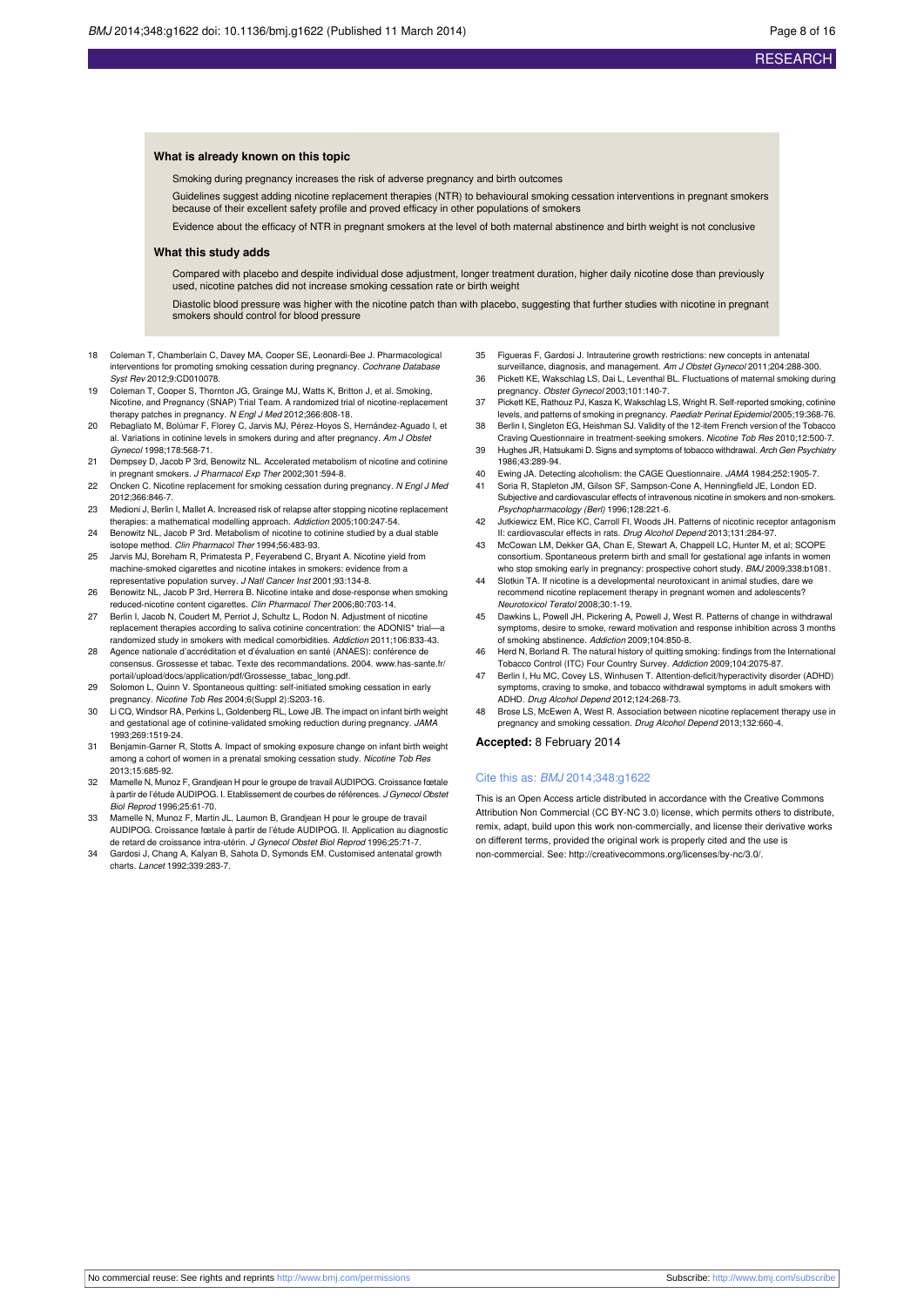### What is already known on this topic

Smoking during pregnancy increases the risk of adverse pregnancy and birth outcomes

Guidelines suggest adding nicotine replacement therapies (NTR) to behavioural smoking cessation interventions in pregnant smokers because of their excellent safety profile and proved efficacy in other populations of smokers

Evidence about the efficacy of NTR in pregnant smokers at the level of both maternal abstinence and birth weight is not conclusive

### What this study adds

Compared with placebo and despite individual dose adjustment, longer treatment duration, higher daily nicotine dose than previously used, nicotine patches did not increase smoking cessation rate or birth weight

Diastolic blood pressure was higher with the nicotine patch than with placebo, suggesting that further studies with nicotine in pregnant smokers should control for blood pressure

18 Coleman T, Chamberlain C, Davey MA, Cooper SE, Leonardi-Bee J. Pharmacological interventions for promoting smoking cessation during pregnancy. *Cochrane Database Syst Rev* 2012;9:CD010078.

19 Coleman T, Cooper S, Thornton JG, Grainge MJ, Watts K, Britton J, et al. Smoking, Nicotine, and Pregnancy (SNAP) Trial Team. A randomized trial of nicotine-replacement therapy patches in pregnancy. *N Engl J Med* 2012;366:808-18.

20 Rebagliato M, Bolúmar F, Florey C, Jarvis MJ, Pérez-Hoyos S, Hernández-Aguado I, et al. Variations in cotinine levels in smokers during and after pregnancy. *Am J Obstet Gynecol* 1998;178:568-71.

21 Dempsey D, Jacob P 3rd, Benowitz NL. Accelerated metabolism of nicotine and cotinine in pregnant smokers. *J Pharmacol Exp Ther* 2002;301:594-8.

22 Oncken C. Nicotine replacement for smoking cessation during pregnancy. *N Engl J Med* 2012;366:846-7.

23 Medioni J, Berlin I, Mallet A. Increased risk of relapse after stopping nicotine replacement therapies: a mathematical modelling approach. *Addiction* 2005;100:247-54.

24 Benowitz NL, Jacob P 3rd. Metabolism of nicotine to cotinine studied by a dual stable isotope method. *Clin Pharmacol Ther* 1994;56:483-93.

25 Jarvis MJ, Boreham R, Primatesta P, Feyerabend C, Bryant A. Nicotine yield from machine-smoked cigarettes and nicotine intakes in smokers: evidence from a representative population survey. *J Natl Cancer Inst* 2001;93:134-8.

26 Benowitz NL, Jacob P 3rd, Herrera B. Nicotine intake and dose-response when smoking reduced-nicotine content cigarettes. *Clin Pharmacol Ther* 2006;80:703-14.

27 Berlin I, Jacob N, Coudert M, Perriot J, Schultz L, Rodon N. Adjustment of nicotine replacement therapies according to saliva cotinine concentration: the ADONIS* trial—a randomized study in smokers with medical comorbidities. *Addiction* 2011;106:833-43.

28 Agence nationale d'accréditation et d'évaluation en santé (ANAES): conférence de consensus. Grossesse et tabac. Texte des recommandations. 2004. www.has-sante.fr/portail/upload/docs/application/pdf/Grossesse_tabac_long.pdf.

29 Solomon L, Quinn V. Spontaneous quitting: self-initiated smoking cessation in early pregnancy. *Nicotine Tob Res* 2004;6(Suppl 2):S203-16.

30 Li CQ, Windsor RA, Perkins L, Goldenberg RL, Lowe JB. The impact on infant birth weight and gestational age of cotinine-validated smoking reduction during pregnancy. *JAMA* 1993;269:1519-24.

31 Benjamin-Garner R, Stotts A. Impact of smoking exposure change on infant birth weight among a cohort of women in a prenatal smoking cessation study. *Nicotine Tob Res* 2013;15:685-92.

32 Mamelle N, Munoz F, Grandjean H pour le groupe de travail AUDIPOG. Croissance fœtale à partir de l'étude AUDIPOG. I. Etablissement de courbes de références. *J Gynecol Obstet Biol Reprod* 1996;25:61-70.

33 Mamelle N, Munoz F, Martin JL, Laumon B, Grandjean H pour le groupe de travail AUDIPOG. Croissance fœtale à partir de l'étude AUDIPOG. II. Application au diagnostic de retard de croissance intra-utérin. *J Gynecol Obstet Biol Reprod* 1996;25:71-7.

34 Gardosi J, Chang A, Kalyan B, Sahota D, Symonds EM. Customised antenatal growth charts. *Lancet* 1992;339:283-7.

35 Figueras F, Gardosi J. Intrauterine growth restrictions: new concepts in antenatal surveillance, diagnosis, and management. *Am J Obstet Gynecol* 2011;204:288-300.

36 Pickett KE, Wakschlag LS, Dai L, Leventhal BL. Fluctuations of maternal smoking during pregnancy. *Obstet Gynecol* 2003;101:140-7.

37 Pickett KE, Rathouz PJ, Kasza K, Wakschlag LS, Wright R. Self-reported smoking, cotinine levels, and patterns of smoking in pregnancy. *Paediatr Perinat Epidemiol* 2005;19:368-76.

38 Berlin I, Singleton EG, Heishman SJ. Validity of the 12-item French version of the Tobacco Craving Questionnaire in treatment-seeking smokers. *Nicotine Tob Res* 2010;12:500-7.

39 Hughes JR, Hatsukami D. Signs and symptoms of tobacco withdrawal. *Arch Gen Psychiatry* 1986;43:289-94.

40 Ewing JA. Detecting alcoholism: the CAGE Questionnaire. *JAMA* 1984;252:1905-7.

41 Soria R, Stapleton JM, Gilson SF, Sampson-Cone A, Henningfield JE, London ED. Subjective and cardiovascular effects of intravenous nicotine in smokers and non-smokers. *Psychopharmacology (Berl)* 1996;128:221-6.

42 Jutkiewicz EM, Rice KC, Carroll FI, Woods JH. Patterns of nicotinic receptor antagonism II: cardiovascular effects in rats. *Drug Alcohol Depend* 2013;131:284-97.

43 McCowan LM, Dekker GA, Chan E, Stewart A, Chappell LC, Hunter M, et al; SCOPE consortium. Spontaneous preterm birth and small for gestational age infants in women who stop smoking early in pregnancy: prospective cohort study. *BMJ* 2009;338:b1081.

44 Slotkin TA. If nicotine is a developmental neurotoxicant in animal studies, dare we recommend nicotine replacement therapy in pregnant women and adolescents? *Neurotoxicol Teratol* 2008;30:1-19.

45 Dawkins L, Powell JH, Pickering A, Powell J, West R. Patterns of change in withdrawal symptoms, desire to smoke, reward motivation and response inhibition across 3 months of smoking abstinence. *Addiction* 2009;104:850-8.

46 Herd N, Borland R. The natural history of quitting smoking: findings from the International Tobacco Control (ITC) Four Country Survey. *Addiction* 2009;104:2075-87.

47 Berlin I, Hu MC, Covey LS, Winhusen T. Attention-deficit/hyperactivity disorder (ADHD) symptoms, craving to smoke, and tobacco withdrawal symptoms in adult smokers with ADHD. *Drug Alcohol Depend* 2012;124:268-73.

48 Brose LS, McEwen A, West R. Association between nicotine replacement therapy use in pregnancy and smoking cessation. *Drug Alcohol Depend* 2013;132:660-4.

**Accepted:** 8 February 2014

Cite this as: *BMJ* 2014;348:g1622

This is an Open Access article distributed in accordance with the Creative Commons Attribution Non Commercial (CC BY-NC 3.0) license, which permits others to distribute, remix, adapt, build upon this work non-commercially, and license their derivative works on different terms, provided the original work is properly cited and the use is non-commercial. See: http://creativecommons.org/licenses/by-nc/3.0/.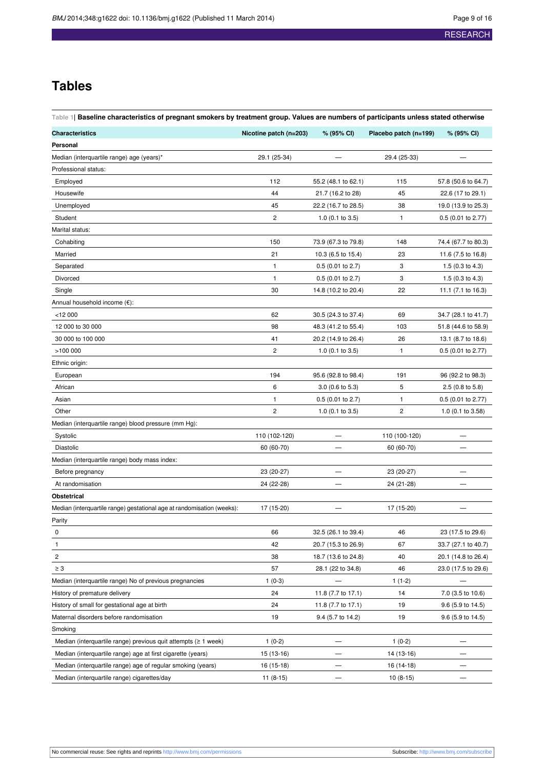## Tables

**Table 1| Baseline characteristics of pregnant smokers by treatment group. Values are numbers of participants unless stated otherwise**

| Characteristics | Nicotine patch (n=203) | % (95% CI) | Placebo patch (n=199) | % (95% CI) |
|---|---|---|---|---|
| **Personal** | | | | |
| Median (interquartile range) age (years)* | 29.1 (25-34) | — | 29.4 (25-33) | — |
| Professional status: | | | | |
| Employed | 112 | 55.2 (48.1 to 62.1) | 115 | 57.8 (50.6 to 64.7) |
| Housewife | 44 | 21.7 (16.2 to 28) | 45 | 22.6 (17 to 29.1) |
| Unemployed | 45 | 22.2 (16.7 to 28.5) | 38 | 19.0 (13.9 to 25.3) |
| Student | 2 | 1.0 (0.1 to 3.5) | 1 | 0.5 (0.01 to 2.77) |
| Marital status: | | | | |
| Cohabiting | 150 | 73.9 (67.3 to 79.8) | 148 | 74.4 (67.7 to 80.3) |
| Married | 21 | 10.3 (6.5 to 15.4) | 23 | 11.6 (7.5 to 16.8) |
| Separated | 1 | 0.5 (0.01 to 2.7) | 3 | 1.5 (0.3 to 4.3) |
| Divorced | 1 | 0.5 (0.01 to 2.7) | 3 | 1.5 (0.3 to 4.3) |
| Single | 30 | 14.8 (10.2 to 20.4) | 22 | 11.1 (7.1 to 16.3) |
| Annual household income (€): | | | | |
| <12 000 | 62 | 30.5 (24.3 to 37.4) | 69 | 34.7 (28.1 to 41.7) |
| 12 000 to 30 000 | 98 | 48.3 (41.2 to 55.4) | 103 | 51.8 (44.6 to 58.9) |
| 30 000 to 100 000 | 41 | 20.2 (14.9 to 26.4) | 26 | 13.1 (8.7 to 18.6) |
| >100 000 | 2 | 1.0 (0.1 to 3.5) | 1 | 0.5 (0.01 to 2.77) |
| Ethnic origin: | | | | |
| European | 194 | 95.6 (92.8 to 98.4) | 191 | 96 (92.2 to 98.3) |
| African | 6 | 3.0 (0.6 to 5.3) | 5 | 2.5 (0.8 to 5.8) |
| Asian | 1 | 0.5 (0.01 to 2.7) | 1 | 0.5 (0.01 to 2.77) |
| Other | 2 | 1.0 (0.1 to 3.5) | 2 | 1.0 (0.1 to 3.58) |
| Median (interquartile range) blood pressure (mm Hg): | | | | |
| Systolic | 110 (102-120) | — | 110 (100-120) | — |
| Diastolic | 60 (60-70) | — | 60 (60-70) | — |
| Median (interquartile range) body mass index: | | | | |
| Before pregnancy | 23 (20-27) | — | 23 (20-27) | — |
| At randomisation | 24 (22-28) | — | 24 (21-28) | — |
| **Obstetrical** | | | | |
| Median (interquartile range) gestational age at randomisation (weeks): | 17 (15-20) | — | 17 (15-20) | — |
| Parity | | | | |
| 0 | 66 | 32.5 (26.1 to 39.4) | 46 | 23 (17.5 to 29.6) |
| 1 | 42 | 20.7 (15.3 to 26.9) | 67 | 33.7 (27.1 to 40.7) |
| 2 | 38 | 18.7 (13.6 to 24.8) | 40 | 20.1 (14.8 to 26.4) |
| ≥ 3 | 57 | 28.1 (22 to 34.8) | 46 | 23.0 (17.5 to 29.6) |
| Median (interquartile range) No of previous pregnancies | 1 (0-3) | — | 1 (1-2) | — |
| History of premature delivery | 24 | 11.8 (7.7 to 17.1) | 14 | 7.0 (3.5 to 10.6) |
| History of small for gestational age at birth | 24 | 11.8 (7.7 to 17.1) | 19 | 9.6 (5.9 to 14.5) |
| Maternal disorders before randomisation | 19 | 9.4 (5.7 to 14.2) | 19 | 9.6 (5.9 to 14.5) |
| Smoking | | | | |
| Median (interquartile range) previous quit attempts (≥ 1 week) | 1 (0-2) | — | 1 (0-2) | — |
| Median (interquartile range) age at first cigarette (years) | 15 (13-16) | — | 14 (13-16) | — |
| Median (interquartile range) age of regular smoking (years) | 16 (15-18) | — | 16 (14-18) | — |
| Median (interquartile range) cigarettes/day | 11 (8-15) | — | 10 (8-15) | — |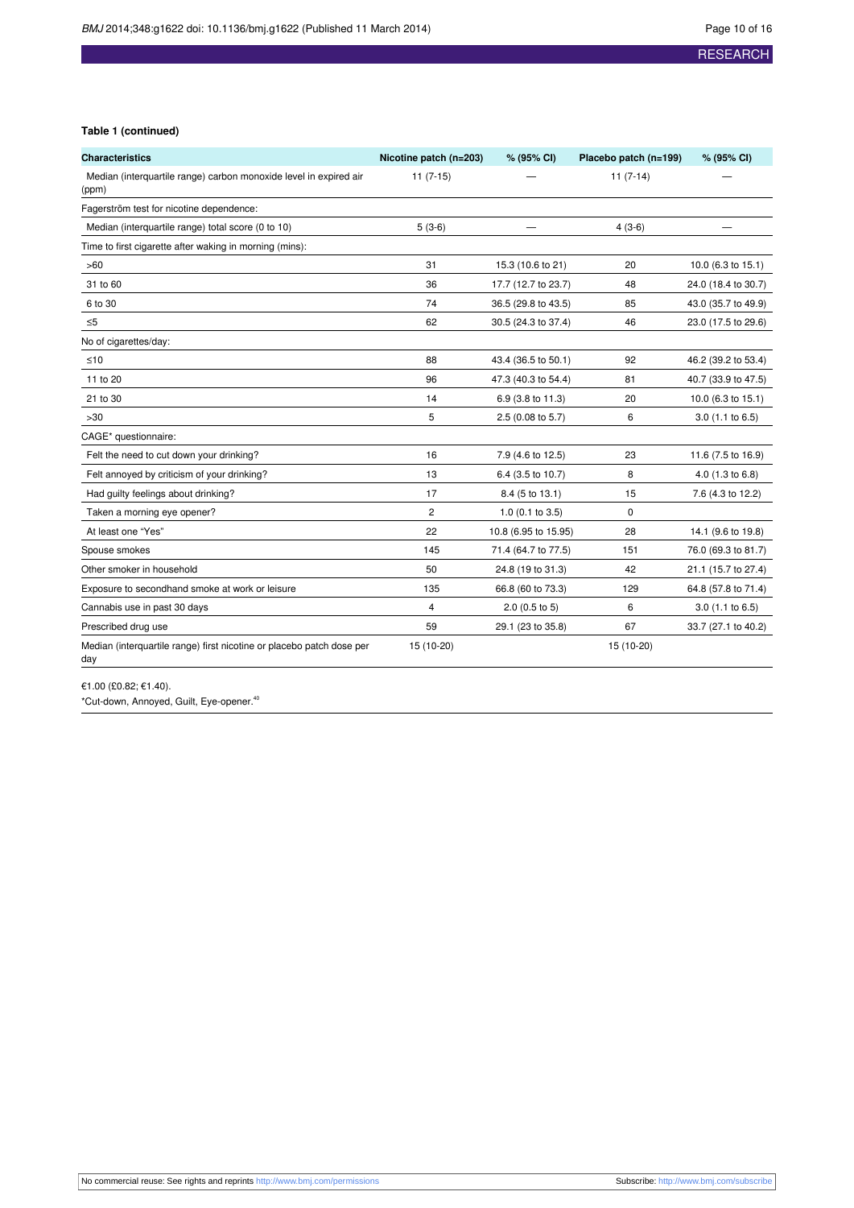**Table 1 (continued)**

| Characteristics | Nicotine patch (n=203) | % (95% CI) | Placebo patch (n=199) | % (95% CI) |
|---|---|---|---|---|
| Median (interquartile range) carbon monoxide level in expired air (ppm) | 11 (7-15) | — | 11 (7-14) | — |
| Fagerström test for nicotine dependence: | | | | |
| Median (interquartile range) total score (0 to 10) | 5 (3-6) | — | 4 (3-6) | — |
| Time to first cigarette after waking in morning (mins): | | | | |
| >60 | 31 | 15.3 (10.6 to 21) | 20 | 10.0 (6.3 to 15.1) |
| 31 to 60 | 36 | 17.7 (12.7 to 23.7) | 48 | 24.0 (18.4 to 30.7) |
| 6 to 30 | 74 | 36.5 (29.8 to 43.5) | 85 | 43.0 (35.7 to 49.9) |
| ≤5 | 62 | 30.5 (24.3 to 37.4) | 46 | 23.0 (17.5 to 29.6) |
| No of cigarettes/day: | | | | |
| ≤10 | 88 | 43.4 (36.5 to 50.1) | 92 | 46.2 (39.2 to 53.4) |
| 11 to 20 | 96 | 47.3 (40.3 to 54.4) | 81 | 40.7 (33.9 to 47.5) |
| 21 to 30 | 14 | 6.9 (3.8 to 11.3) | 20 | 10.0 (6.3 to 15.1) |
| >30 | 5 | 2.5 (0.08 to 5.7) | 6 | 3.0 (1.1 to 6.5) |
| CAGE* questionnaire: | | | | |
| Felt the need to cut down your drinking? | 16 | 7.9 (4.6 to 12.5) | 23 | 11.6 (7.5 to 16.9) |
| Felt annoyed by criticism of your drinking? | 13 | 6.4 (3.5 to 10.7) | 8 | 4.0 (1.3 to 6.8) |
| Had guilty feelings about drinking? | 17 | 8.4 (5 to 13.1) | 15 | 7.6 (4.3 to 12.2) |
| Taken a morning eye opener? | 2 | 1.0 (0.1 to 3.5) | 0 | |
| At least one "Yes" | 22 | 10.8 (6.95 to 15.95) | 28 | 14.1 (9.6 to 19.8) |
| Spouse smokes | 145 | 71.4 (64.7 to 77.5) | 151 | 76.0 (69.3 to 81.7) |
| Other smoker in household | 50 | 24.8 (19 to 31.3) | 42 | 21.1 (15.7 to 27.4) |
| Exposure to secondhand smoke at work or leisure | 135 | 66.8 (60 to 73.3) | 129 | 64.8 (57.8 to 71.4) |
| Cannabis use in past 30 days | 4 | 2.0 (0.5 to 5) | 6 | 3.0 (1.1 to 6.5) |
| Prescribed drug use | 59 | 29.1 (23 to 35.8) | 67 | 33.7 (27.1 to 40.2) |
| Median (interquartile range) first nicotine or placebo patch dose per day | 15 (10-20) | | 15 (10-20) | |

€1.00 (£0.82; €1.40).

*Cut-down, Annoyed, Guilt, Eye-opener.[40]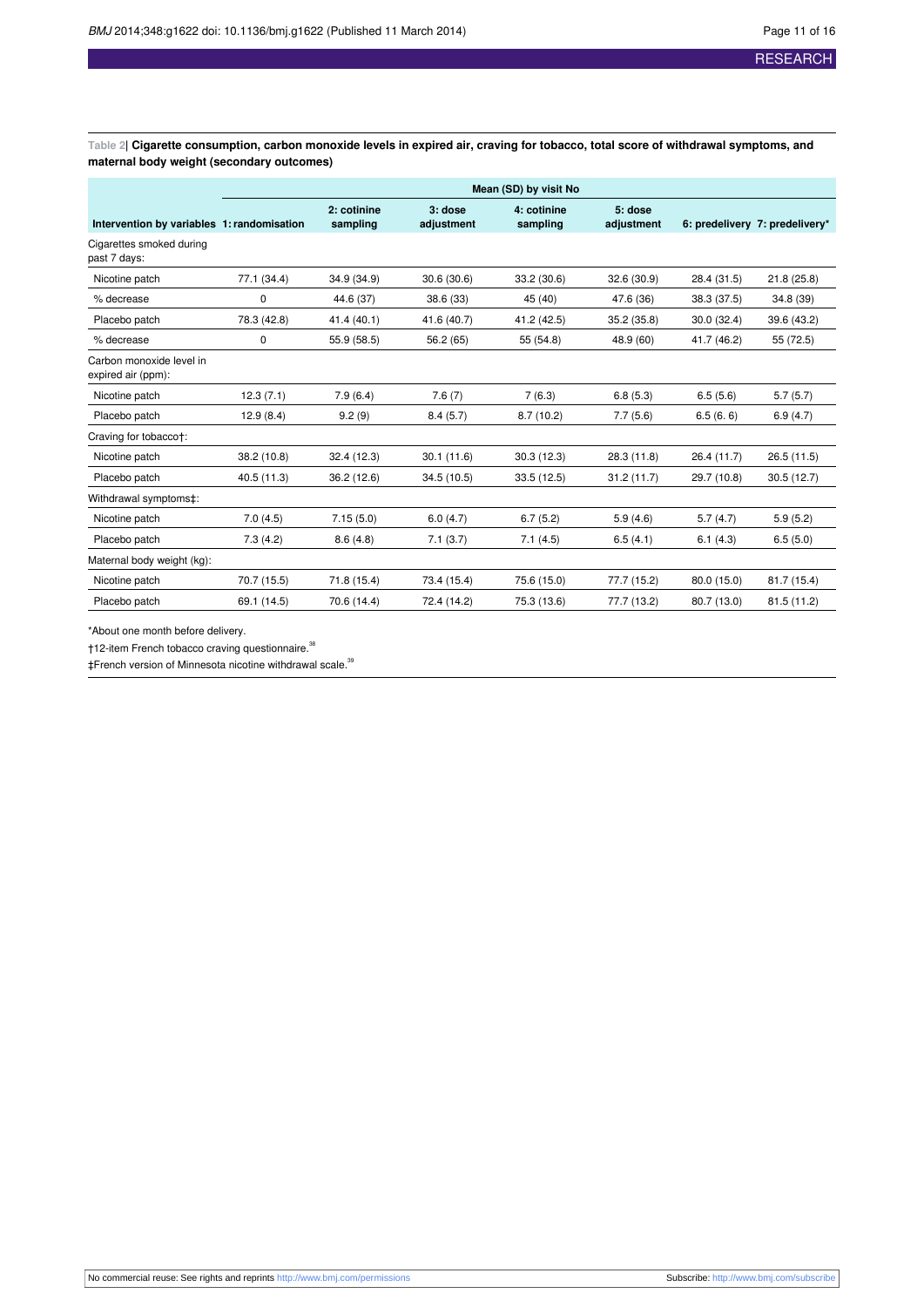**Table 2| Cigarette consumption, carbon monoxide levels in expired air, craving for tobacco, total score of withdrawal symptoms, and maternal body weight (secondary outcomes)**

| | Mean (SD) by visit No | | | | | | |
|---|---|---|---|---|---|---|---|
| Intervention by variables | 1: randomisation | 2: cotinine sampling | 3: dose adjustment | 4: cotinine sampling | 5: dose adjustment | 6: predelivery | 7: predelivery* |
| Cigarettes smoked during past 7 days: | | | | | | | |
| Nicotine patch | 77.1 (34.4) | 34.9 (34.9) | 30.6 (30.6) | 33.2 (30.6) | 32.6 (30.9) | 28.4 (31.5) | 21.8 (25.8) |
| % decrease | 0 | 44.6 (37) | 38.6 (33) | 45 (40) | 47.6 (36) | 38.3 (37.5) | 34.8 (39) |
| Placebo patch | 78.3 (42.8) | 41.4 (40.1) | 41.6 (40.7) | 41.2 (42.5) | 35.2 (35.8) | 30.0 (32.4) | 39.6 (43.2) |
| % decrease | 0 | 55.9 (58.5) | 56.2 (65) | 55 (54.8) | 48.9 (60) | 41.7 (46.2) | 55 (72.5) |
| Carbon monoxide level in expired air (ppm): | | | | | | | |
| Nicotine patch | 12.3 (7.1) | 7.9 (6.4) | 7.6 (7) | 7 (6.3) | 6.8 (5.3) | 6.5 (5.6) | 5.7 (5.7) |
| Placebo patch | 12.9 (8.4) | 9.2 (9) | 8.4 (5.7) | 8.7 (10.2) | 7.7 (5.6) | 6.5 (6. 6) | 6.9 (4.7) |
| Craving for tobacco†: | | | | | | | |
| Nicotine patch | 38.2 (10.8) | 32.4 (12.3) | 30.1 (11.6) | 30.3 (12.3) | 28.3 (11.8) | 26.4 (11.7) | 26.5 (11.5) |
| Placebo patch | 40.5 (11.3) | 36.2 (12.6) | 34.5 (10.5) | 33.5 (12.5) | 31.2 (11.7) | 29.7 (10.8) | 30.5 (12.7) |
| Withdrawal symptoms‡: | | | | | | | |
| Nicotine patch | 7.0 (4.5) | 7.15 (5.0) | 6.0 (4.7) | 6.7 (5.2) | 5.9 (4.6) | 5.7 (4.7) | 5.9 (5.2) |
| Placebo patch | 7.3 (4.2) | 8.6 (4.8) | 7.1 (3.7) | 7.1 (4.5) | 6.5 (4.1) | 6.1 (4.3) | 6.5 (5.0) |
| Maternal body weight (kg): | | | | | | | |
| Nicotine patch | 70.7 (15.5) | 71.8 (15.4) | 73.4 (15.4) | 75.6 (15.0) | 77.7 (15.2) | 80.0 (15.0) | 81.7 (15.4) |
| Placebo patch | 69.1 (14.5) | 70.6 (14.4) | 72.4 (14.2) | 75.3 (13.6) | 77.7 (13.2) | 80.7 (13.0) | 81.5 (11.2) |

*About one month before delivery.

†12-item French tobacco craving questionnaire.[38]

‡French version of Minnesota nicotine withdrawal scale.[39]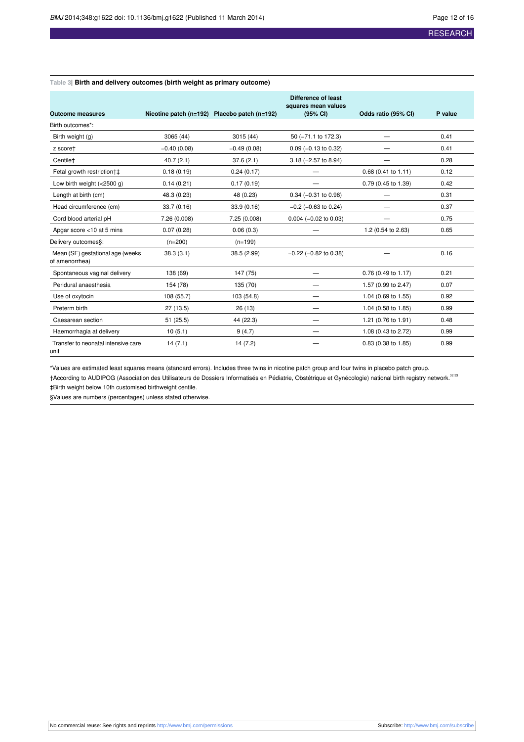Table 3| **Birth and delivery outcomes (birth weight as primary outcome)**

| Outcome measures | Nicotine patch (n=192) | Placebo patch (n=192) | Difference of least squares mean values (95% CI) | Odds ratio (95% CI) | P value |
|---|---|---|---|---|---|
| Birth outcomes*: | | | | | |
| Birth weight (g) | 3065 (44) | 3015 (44) | 50 (−71.1 to 172.3) | — | 0.41 |
| z score† | −0.40 (0.08) | −0.49 (0.08) | 0.09 (−0.13 to 0.32) | — | 0.41 |
| Centile† | 40.7 (2.1) | 37.6 (2.1) | 3.18 (−2.57 to 8.94) | — | 0.28 |
| Fetal growth restriction†‡ | 0.18 (0.19) | 0.24 (0.17) | — | 0.68 (0.41 to 1.11) | 0.12 |
| Low birth weight (<2500 g) | 0.14 (0.21) | 0.17 (0.19) | — | 0.79 (0.45 to 1.39) | 0.42 |
| Length at birth (cm) | 48.3 (0.23) | 48 (0.23) | 0.34 (−0.31 to 0.98) | — | 0.31 |
| Head circumference (cm) | 33.7 (0.16) | 33.9 (0.16) | −0.2 (−0.63 to 0.24) | — | 0.37 |
| Cord blood arterial pH | 7.26 (0.008) | 7.25 (0.008) | 0.004 (−0.02 to 0.03) | — | 0.75 |
| Apgar score <10 at 5 mins | 0.07 (0.28) | 0.06 (0.3) | — | 1.2 (0.54 to 2.63) | 0.65 |
| Delivery outcomes§: | (n=200) | (n=199) | | | |
| Mean (SE) gestational age (weeks of amenorrhea) | 38.3 (3.1) | 38.5 (2.99) | −0.22 (−0.82 to 0.38) | — | 0.16 |
| Spontaneous vaginal delivery | 138 (69) | 147 (75) | — | 0.76 (0.49 to 1.17) | 0.21 |
| Peridural anaesthesia | 154 (78) | 135 (70) | — | 1.57 (0.99 to 2.47) | 0.07 |
| Use of oxytocin | 108 (55.7) | 103 (54.8) | — | 1.04 (0.69 to 1.55) | 0.92 |
| Preterm birth | 27 (13.5) | 26 (13) | — | 1.04 (0.58 to 1.85) | 0.99 |
| Caesarean section | 51 (25.5) | 44 (22.3) | — | 1.21 (0.76 to 1.91) | 0.48 |
| Haemorrhagia at delivery | 10 (5.1) | 9 (4.7) | — | 1.08 (0.43 to 2.72) | 0.99 |
| Transfer to neonatal intensive care unit | 14 (7.1) | 14 (7.2) | — | 0.83 (0.38 to 1.85) | 0.99 |

*Values are estimated least squares means (standard errors). Includes three twins in nicotine patch group and four twins in placebo patch group.

†According to AUDIPOG (Association des Utilisateurs de Dossiers Informatisés en Pédiatrie, Obstétrique et Gynécologie) national birth registry network.[32,33]

‡Birth weight below 10th customised birthweight centile.

§Values are numbers (percentages) unless stated otherwise.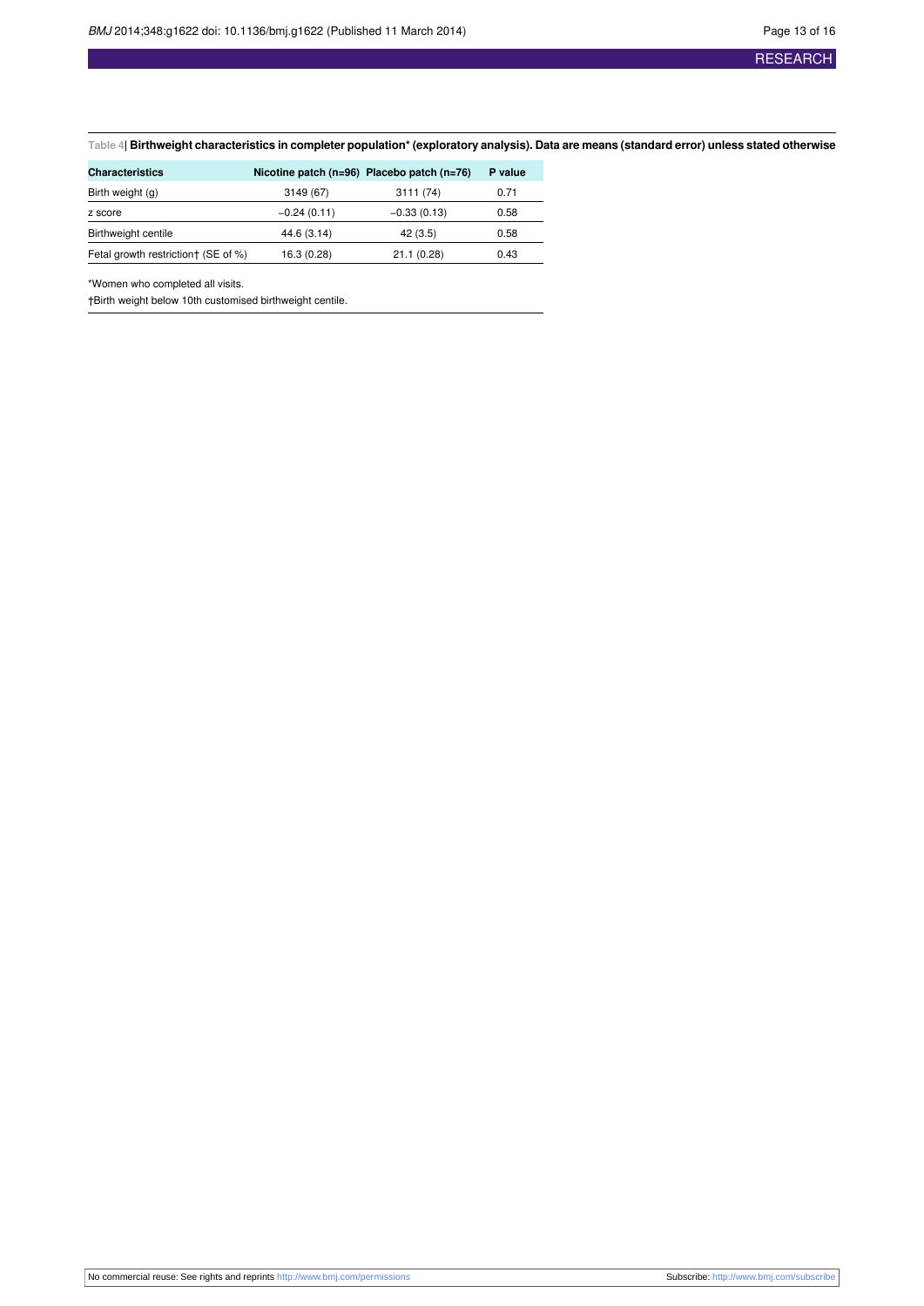Table 4| **Birthweight characteristics in completer population* (exploratory analysis). Data are means (standard error) unless stated otherwise**

| Characteristics | Nicotine patch (n=96) | Placebo patch (n=76) | P value |
|---|---|---|---|
| Birth weight (g) | 3149 (67) | 3111 (74) | 0.71 |
| z score | −0.24 (0.11) | −0.33 (0.13) | 0.58 |
| Birthweight centile | 44.6 (3.14) | 42 (3.5) | 0.58 |
| Fetal growth restriction† (SE of %) | 16.3 (0.28) | 21.1 (0.28) | 0.43 |

*Women who completed all visits.

†Birth weight below 10th customised birthweight centile.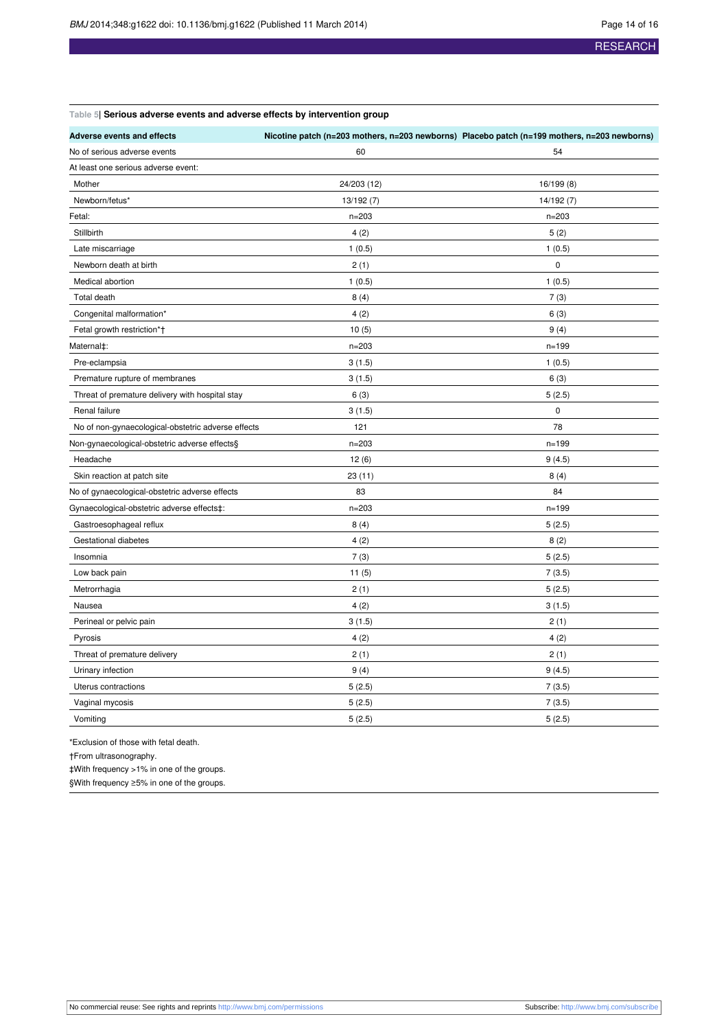Table 5| **Serious adverse events and adverse effects by intervention group**

| Adverse events and effects | Nicotine patch (n=203 mothers, n=203 newborns) | Placebo patch (n=199 mothers, n=203 newborns) |
|---|---|---|
| No of serious adverse events | 60 | 54 |
| At least one serious adverse event: | | |
| Mother | 24/203 (12) | 16/199 (8) |
| Newborn/fetus* | 13/192 (7) | 14/192 (7) |
| Fetal: | n=203 | n=203 |
| Stillbirth | 4 (2) | 5 (2) |
| Late miscarriage | 1 (0.5) | 1 (0.5) |
| Newborn death at birth | 2 (1) | 0 |
| Medical abortion | 1 (0.5) | 1 (0.5) |
| Total death | 8 (4) | 7 (3) |
| Congenital malformation* | 4 (2) | 6 (3) |
| Fetal growth restriction*† | 10 (5) | 9 (4) |
| Maternal‡: | n=203 | n=199 |
| Pre-eclampsia | 3 (1.5) | 1 (0.5) |
| Premature rupture of membranes | 3 (1.5) | 6 (3) |
| Threat of premature delivery with hospital stay | 6 (3) | 5 (2.5) |
| Renal failure | 3 (1.5) | 0 |
| No of non-gynaecological-obstetric adverse effects | 121 | 78 |
| Non-gynaecological-obstetric adverse effects§ | n=203 | n=199 |
| Headache | 12 (6) | 9 (4.5) |
| Skin reaction at patch site | 23 (11) | 8 (4) |
| No of gynaecological-obstetric adverse effects | 83 | 84 |
| Gynaecological-obstetric adverse effects‡: | n=203 | n=199 |
| Gastroesophageal reflux | 8 (4) | 5 (2.5) |
| Gestational diabetes | 4 (2) | 8 (2) |
| Insomnia | 7 (3) | 5 (2.5) |
| Low back pain | 11 (5) | 7 (3.5) |
| Metrorrhagia | 2 (1) | 5 (2.5) |
| Nausea | 4 (2) | 3 (1.5) |
| Perineal or pelvic pain | 3 (1.5) | 2 (1) |
| Pyrosis | 4 (2) | 4 (2) |
| Threat of premature delivery | 2 (1) | 2 (1) |
| Urinary infection | 9 (4) | 9 (4.5) |
| Uterus contractions | 5 (2.5) | 7 (3.5) |
| Vaginal mycosis | 5 (2.5) | 7 (3.5) |
| Vomiting | 5 (2.5) | 5 (2.5) |

*Exclusion of those with fetal death.

†From ultrasonography.

‡With frequency >1% in one of the groups.

§With frequency ≥5% in one of the groups.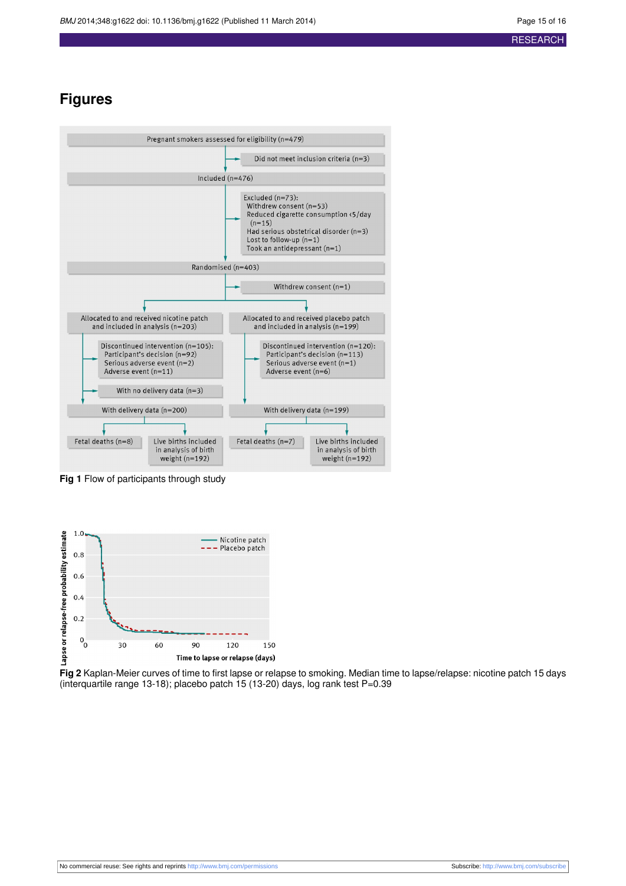# Figures

Pregnant smokers assessed for eligibility (n=479)

Did not meet inclusion criteria (n=3)

Included (n=476)

Excluded (n=73):
- Withdrew consent (n=53)
- Reduced cigarette consumption <5/day (n=15)
- Had serious obstetrical disorder (n=3)
- Lost to follow-up (n=1)
- Took an antidepressant (n=1)

Randomised (n=403)

Withdrew consent (n=1)

| Allocated to and received nicotine patch and included in analysis (n=203) | Allocated to and received placebo patch and included in analysis (n=199) |
|---|---|
| Discontinued intervention (n=105): Participant's decision (n=92); Serious adverse event (n=2); Adverse event (n=11) | Discontinued intervention (n=120): Participant's decision (n=113); Serious adverse event (n=1); Adverse event (n=6) |
| With no delivery data (n=3) | |
| With delivery data (n=200) | With delivery data (n=199) |
| Fetal deaths (n=8); Live births included in analysis of birth weight (n=192) | Fetal deaths (n=7); Live births included in analysis of birth weight (n=192) |

**Fig 1** Flow of participants through study

**Fig 2** Kaplan-Meier curves of time to first lapse or relapse to smoking. Median time to lapse/relapse: nicotine patch 15 days (interquartile range 13-18); placebo patch 15 (13-20) days, log rank test P=0.39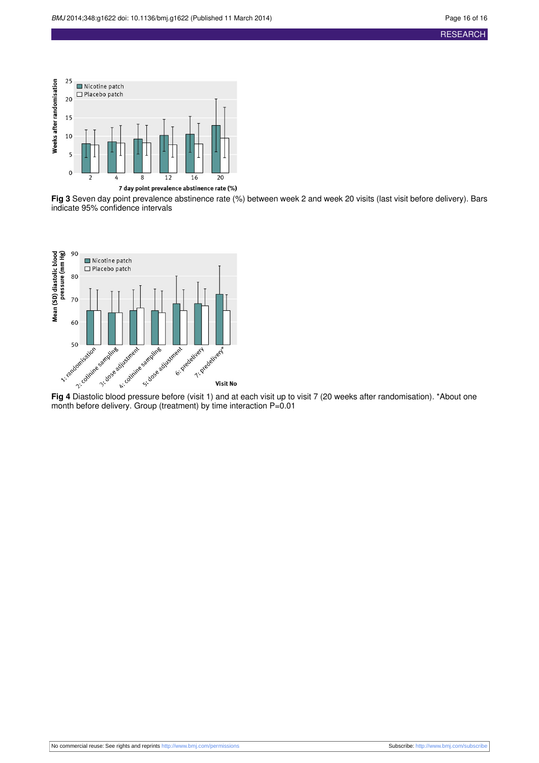Nicotine patch
Placebo patch

Weeks after randomisation

25
20
15
10
5
0

2
4
8
12
16
20

7 day point prevalence abstinence rate (%)

**Fig 3** Seven day point prevalence abstinence rate (%) between week 2 and week 20 visits (last visit before delivery). Bars indicate 95% confidence intervals

Nicotine patch
Placebo patch

Mean (SD) diastolic blood pressure (mm Hg)

90
80
70
60
50

1: randomisation
2: cotinine sampling
3: dose adjustment
4: cotinine sampling
5: dose adjustment
6: predelivery
7: predelivery*

Visit No

**Fig 4** Diastolic blood pressure before (visit 1) and at each visit up to visit 7 (20 weeks after randomisation). *About one month before delivery. Group (treatment) by time interaction P=0.01